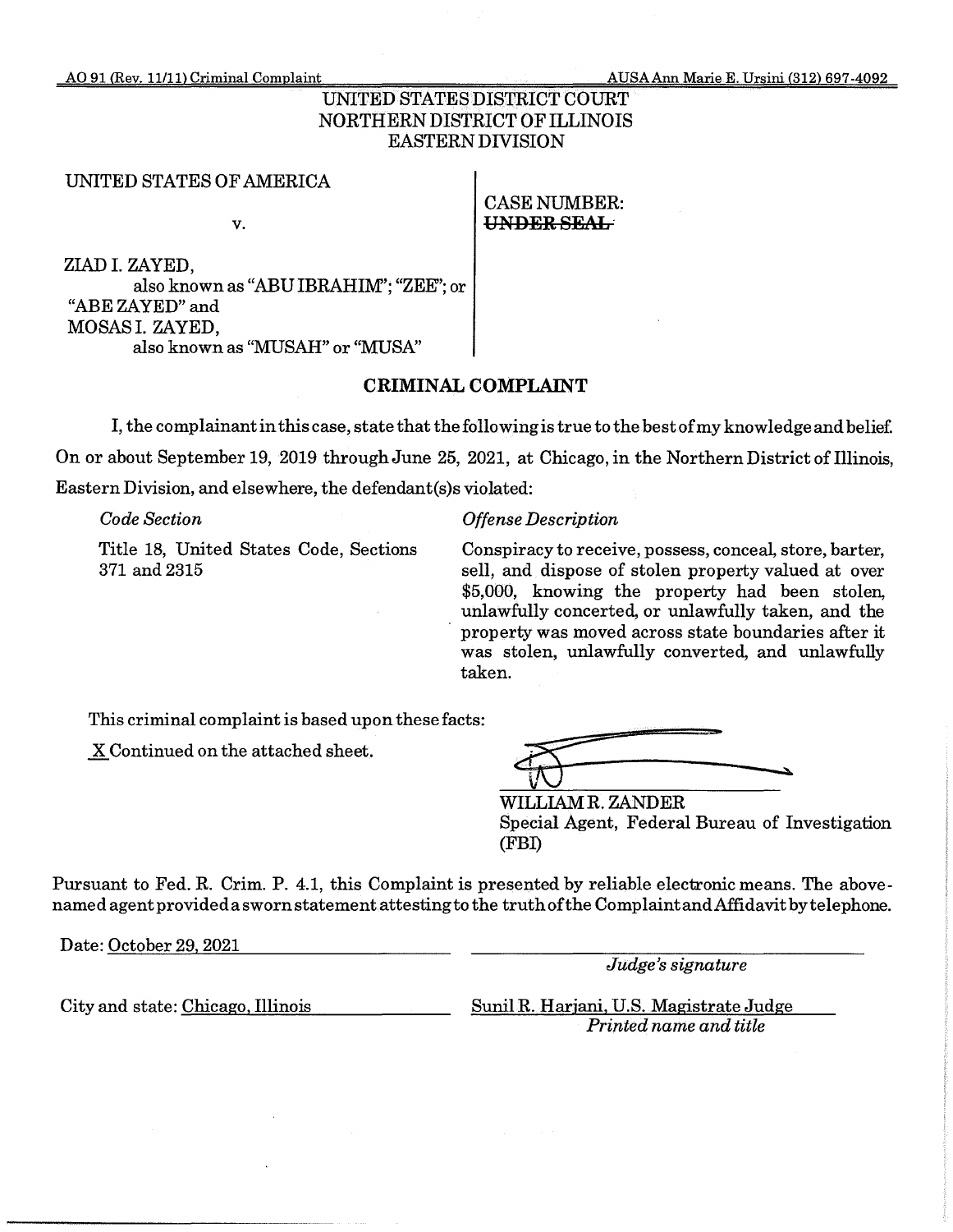AO 91 (Rev. 11/11) Criminal Complaint AUSA Ann Marie E. Ursini (312) 697-4092

UNITED STATES DISTRICT COURT
NORTHERN DISTRICT OF ILLINOIS
EASTERN DIVISION

UNITED STATES OF AMERICA

v.

ZIAD I. ZAYED,
also known as "ABU IBRAHIM"; "ZEE"; or "ABE ZAYED" and
MOSAS I. ZAYED,
also known as "MUSAH" or "MUSA"

CASE NUMBER:
~~UNDER SEAL~~

## CRIMINAL COMPLAINT

I, the complainant in this case, state that the following is true to the best of my knowledge and belief. On or about September 19, 2019 through June 25, 2021, at Chicago, in the Northern District of Illinois, Eastern Division, and elsewhere, the defendant(s)s violated:

| *Code Section* | *Offense Description* |
| --- | --- |
| Title 18, United States Code, Sections 371 and 2315 | Conspiracy to receive, possess, conceal, store, barter, sell, and dispose of stolen property valued at over $5,000, knowing the property had been stolen, unlawfully concerted, or unlawfully taken, and the property was moved across state boundaries after it was stolen, unlawfully converted, and unlawfully taken. |

This criminal complaint is based upon these facts:

X Continued on the attached sheet.

WILLIAM R. ZANDER
Special Agent, Federal Bureau of Investigation (FBI)

Pursuant to Fed. R. Crim. P. 4.1, this Complaint is presented by reliable electronic means. The above-named agent provided a sworn statement attesting to the truth of the Complaint and Affidavit by telephone.

Date: October 29, 2021

*Judge's signature*

City and state: Chicago, Illinois

Sunil R. Harjani, U.S. Magistrate Judge
*Printed name and title*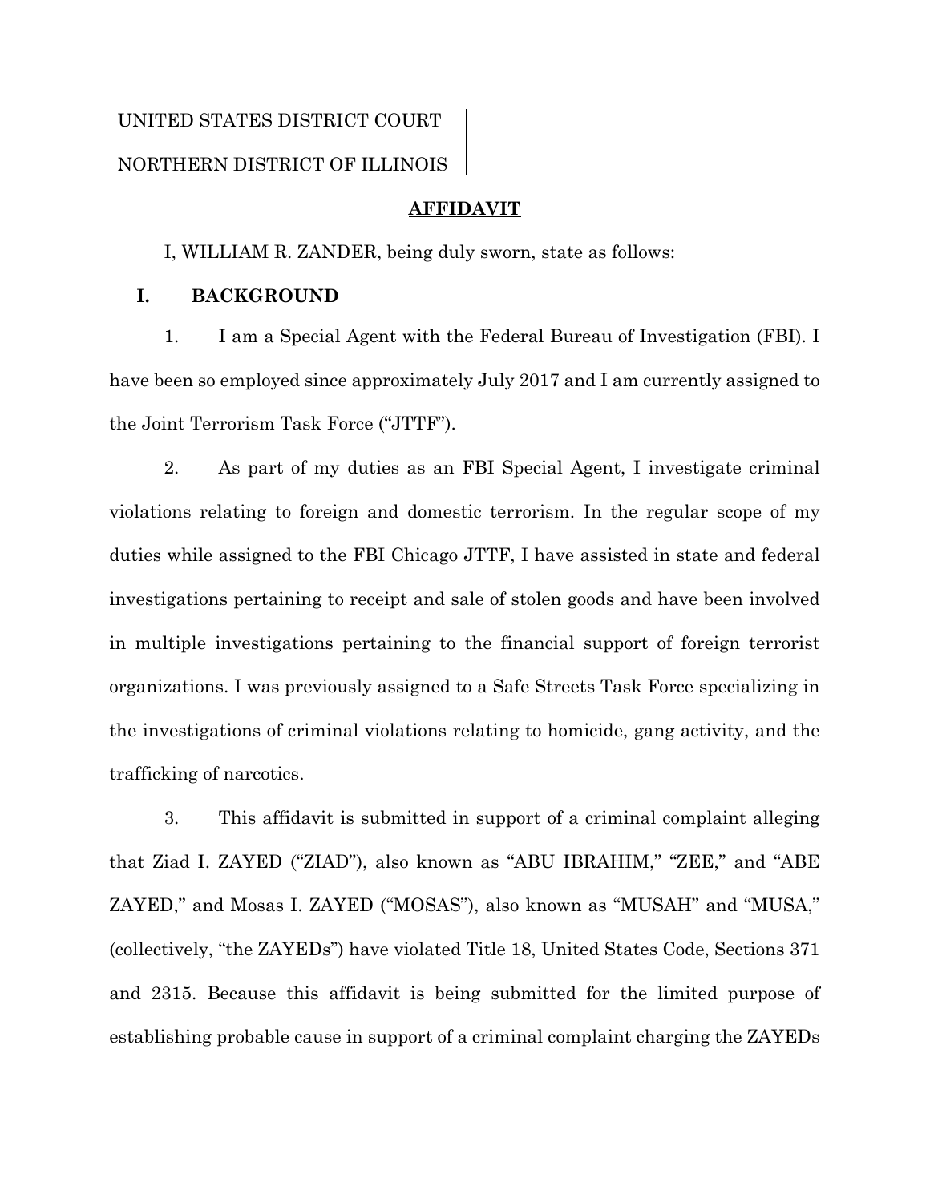UNITED STATES DISTRICT COURT

NORTHERN DISTRICT OF ILLINOIS

**AFFIDAVIT**

I, WILLIAM R. ZANDER, being duly sworn, state as follows:

## I. BACKGROUND

1. I am a Special Agent with the Federal Bureau of Investigation (FBI). I have been so employed since approximately July 2017 and I am currently assigned to the Joint Terrorism Task Force ("JTTF").

2. As part of my duties as an FBI Special Agent, I investigate criminal violations relating to foreign and domestic terrorism. In the regular scope of my duties while assigned to the FBI Chicago JTTF, I have assisted in state and federal investigations pertaining to receipt and sale of stolen goods and have been involved in multiple investigations pertaining to the financial support of foreign terrorist organizations. I was previously assigned to a Safe Streets Task Force specializing in the investigations of criminal violations relating to homicide, gang activity, and the trafficking of narcotics.

3. This affidavit is submitted in support of a criminal complaint alleging that Ziad I. ZAYED ("ZIAD"), also known as "ABU IBRAHIM," "ZEE," and "ABE ZAYED," and Mosas I. ZAYED ("MOSAS"), also known as "MUSAH" and "MUSA," (collectively, "the ZAYEDs") have violated Title 18, United States Code, Sections 371 and 2315. Because this affidavit is being submitted for the limited purpose of establishing probable cause in support of a criminal complaint charging the ZAYEDs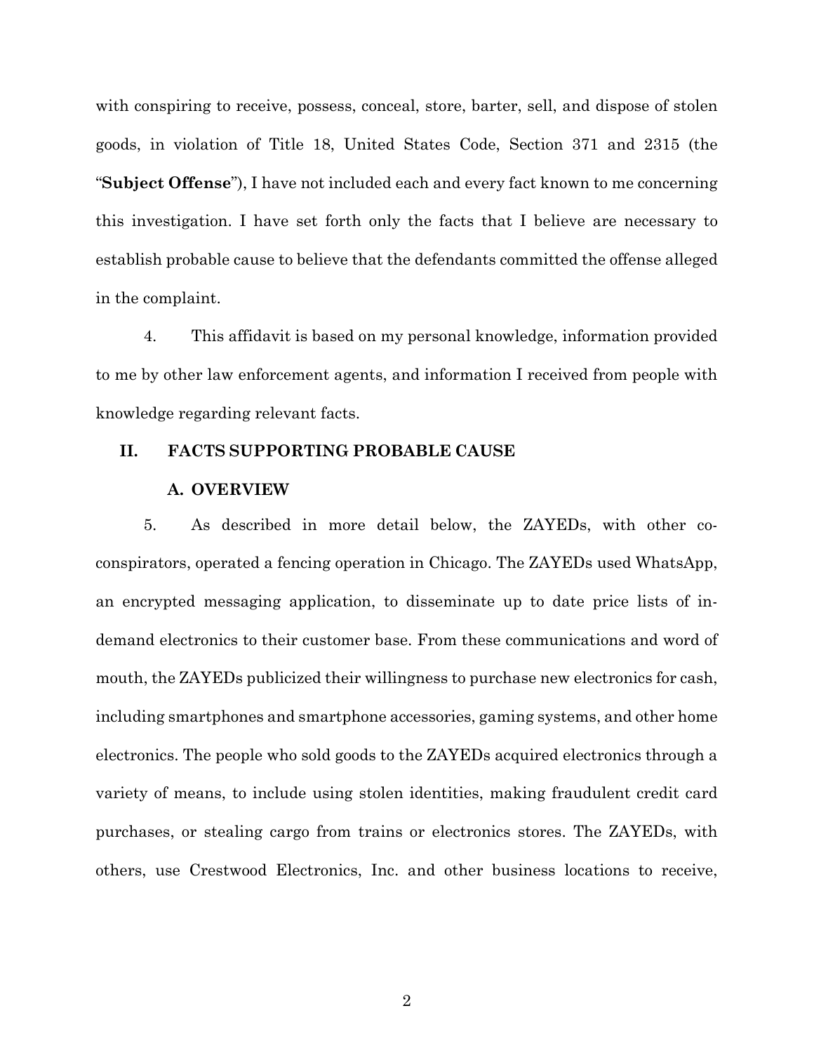with conspiring to receive, possess, conceal, store, barter, sell, and dispose of stolen goods, in violation of Title 18, United States Code, Section 371 and 2315 (the "**Subject Offense**"), I have not included each and every fact known to me concerning this investigation. I have set forth only the facts that I believe are necessary to establish probable cause to believe that the defendants committed the offense alleged in the complaint.

4. This affidavit is based on my personal knowledge, information provided to me by other law enforcement agents, and information I received from people with knowledge regarding relevant facts.

## II. FACTS SUPPORTING PROBABLE CAUSE

### A. OVERVIEW

5. As described in more detail below, the ZAYEDs, with other co-conspirators, operated a fencing operation in Chicago. The ZAYEDs used WhatsApp, an encrypted messaging application, to disseminate up to date price lists of in-demand electronics to their customer base. From these communications and word of mouth, the ZAYEDs publicized their willingness to purchase new electronics for cash, including smartphones and smartphone accessories, gaming systems, and other home electronics. The people who sold goods to the ZAYEDs acquired electronics through a variety of means, to include using stolen identities, making fraudulent credit card purchases, or stealing cargo from trains or electronics stores. The ZAYEDs, with others, use Crestwood Electronics, Inc. and other business locations to receive,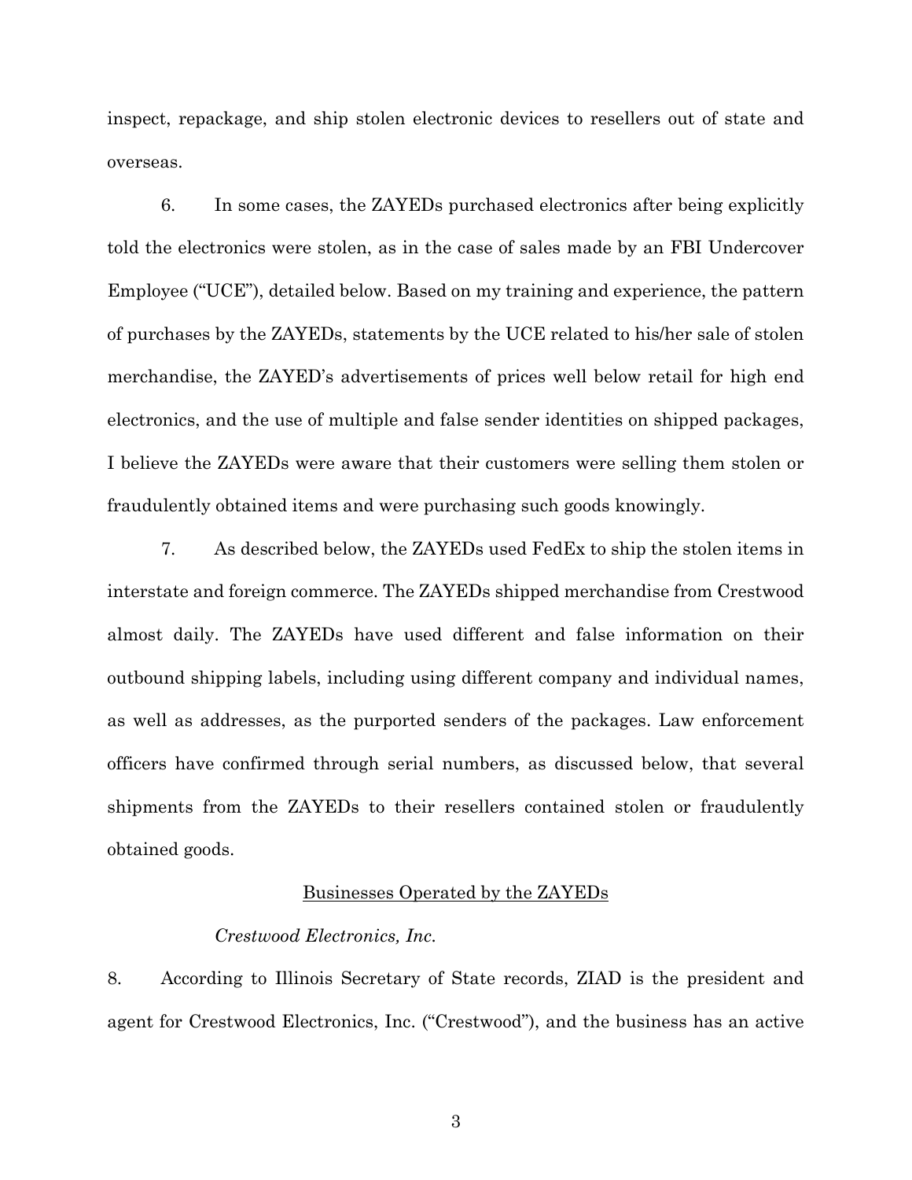inspect, repackage, and ship stolen electronic devices to resellers out of state and overseas.

6. In some cases, the ZAYEDs purchased electronics after being explicitly told the electronics were stolen, as in the case of sales made by an FBI Undercover Employee ("UCE"), detailed below. Based on my training and experience, the pattern of purchases by the ZAYEDs, statements by the UCE related to his/her sale of stolen merchandise, the ZAYED's advertisements of prices well below retail for high end electronics, and the use of multiple and false sender identities on shipped packages, I believe the ZAYEDs were aware that their customers were selling them stolen or fraudulently obtained items and were purchasing such goods knowingly.

7. As described below, the ZAYEDs used FedEx to ship the stolen items in interstate and foreign commerce. The ZAYEDs shipped merchandise from Crestwood almost daily. The ZAYEDs have used different and false information on their outbound shipping labels, including using different company and individual names, as well as addresses, as the purported senders of the packages. Law enforcement officers have confirmed through serial numbers, as discussed below, that several shipments from the ZAYEDs to their resellers contained stolen or fraudulently obtained goods.

## Businesses Operated by the ZAYEDs

### *Crestwood Electronics, Inc.*

8. According to Illinois Secretary of State records, ZIAD is the president and agent for Crestwood Electronics, Inc. ("Crestwood"), and the business has an active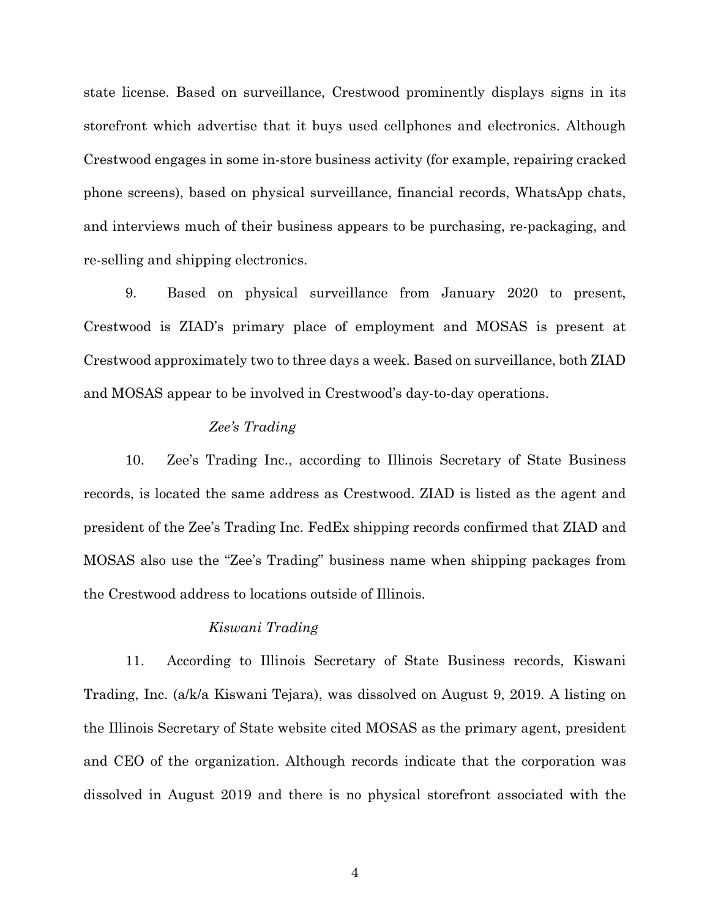state license. Based on surveillance, Crestwood prominently displays signs in its storefront which advertise that it buys used cellphones and electronics. Although Crestwood engages in some in-store business activity (for example, repairing cracked phone screens), based on physical surveillance, financial records, WhatsApp chats, and interviews much of their business appears to be purchasing, re-packaging, and re-selling and shipping electronics.

9. Based on physical surveillance from January 2020 to present, Crestwood is ZIAD's primary place of employment and MOSAS is present at Crestwood approximately two to three days a week. Based on surveillance, both ZIAD and MOSAS appear to be involved in Crestwood's day-to-day operations.

*Zee's Trading*

10. Zee's Trading Inc., according to Illinois Secretary of State Business records, is located the same address as Crestwood. ZIAD is listed as the agent and president of the Zee's Trading Inc. FedEx shipping records confirmed that ZIAD and MOSAS also use the "Zee's Trading" business name when shipping packages from the Crestwood address to locations outside of Illinois.

*Kiswani Trading*

11. According to Illinois Secretary of State Business records, Kiswani Trading, Inc. (a/k/a Kiswani Tejara), was dissolved on August 9, 2019. A listing on the Illinois Secretary of State website cited MOSAS as the primary agent, president and CEO of the organization. Although records indicate that the corporation was dissolved in August 2019 and there is no physical storefront associated with the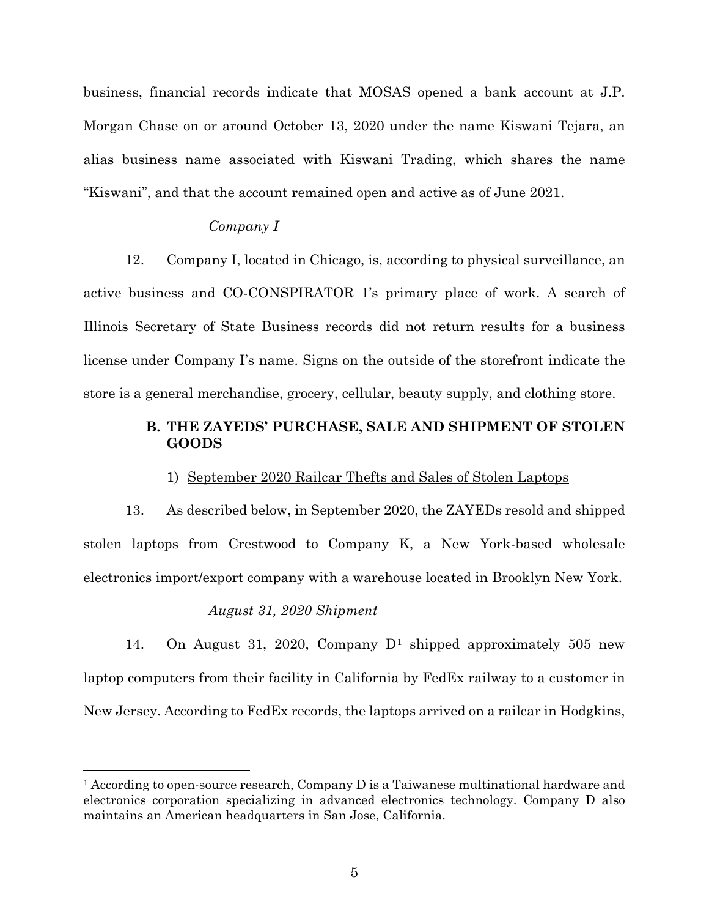business, financial records indicate that MOSAS opened a bank account at J.P. Morgan Chase on or around October 13, 2020 under the name Kiswani Tejara, an alias business name associated with Kiswani Trading, which shares the name "Kiswani", and that the account remained open and active as of June 2021.

*Company I*

12. Company I, located in Chicago, is, according to physical surveillance, an active business and CO-CONSPIRATOR 1's primary place of work. A search of Illinois Secretary of State Business records did not return results for a business license under Company I's name. Signs on the outside of the storefront indicate the store is a general merchandise, grocery, cellular, beauty supply, and clothing store.

## B. THE ZAYEDS' PURCHASE, SALE AND SHIPMENT OF STOLEN GOODS

### 1) September 2020 Railcar Thefts and Sales of Stolen Laptops

13. As described below, in September 2020, the ZAYEDs resold and shipped stolen laptops from Crestwood to Company K, a New York-based wholesale electronics import/export company with a warehouse located in Brooklyn New York.

*August 31, 2020 Shipment*

14. On August 31, 2020, Company D[1] shipped approximately 505 new laptop computers from their facility in California by FedEx railway to a customer in New Jersey. According to FedEx records, the laptops arrived on a railcar in Hodgkins,

---

[1] According to open-source research, Company D is a Taiwanese multinational hardware and electronics corporation specializing in advanced electronics technology. Company D also maintains an American headquarters in San Jose, California.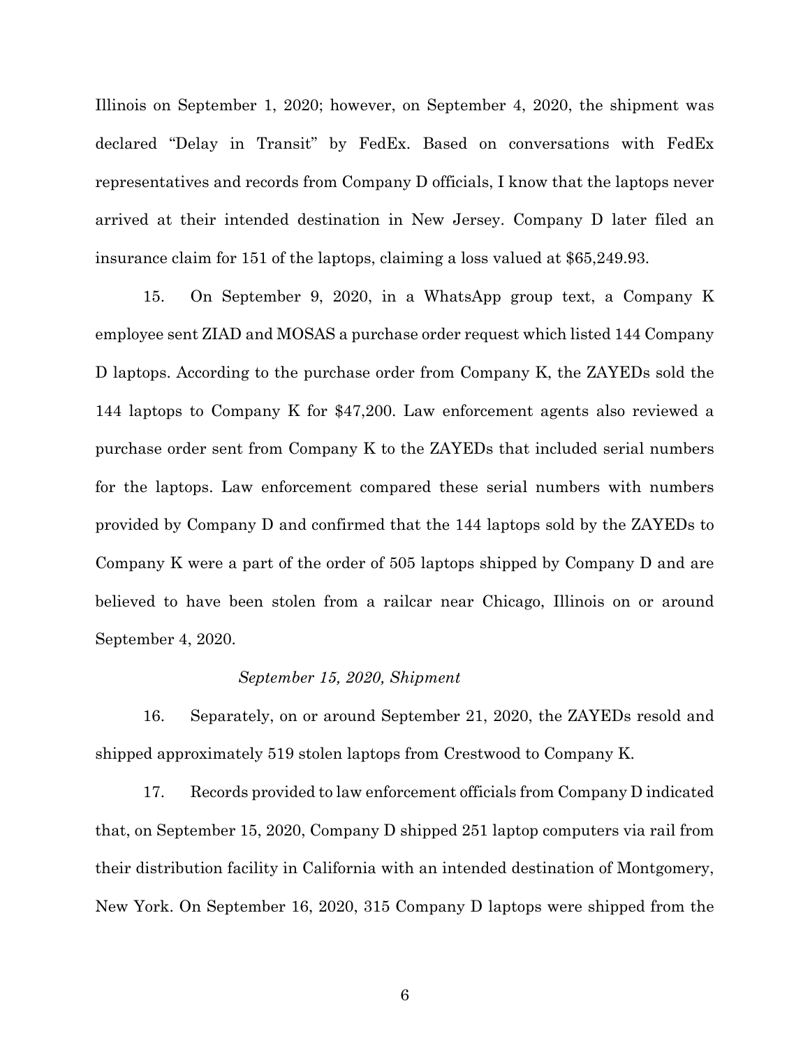Illinois on September 1, 2020; however, on September 4, 2020, the shipment was declared "Delay in Transit" by FedEx. Based on conversations with FedEx representatives and records from Company D officials, I know that the laptops never arrived at their intended destination in New Jersey. Company D later filed an insurance claim for 151 of the laptops, claiming a loss valued at $65,249.93.

15. On September 9, 2020, in a WhatsApp group text, a Company K employee sent ZIAD and MOSAS a purchase order request which listed 144 Company D laptops. According to the purchase order from Company K, the ZAYEDs sold the 144 laptops to Company K for $47,200. Law enforcement agents also reviewed a purchase order sent from Company K to the ZAYEDs that included serial numbers for the laptops. Law enforcement compared these serial numbers with numbers provided by Company D and confirmed that the 144 laptops sold by the ZAYEDs to Company K were a part of the order of 505 laptops shipped by Company D and are believed to have been stolen from a railcar near Chicago, Illinois on or around September 4, 2020.

*September 15, 2020, Shipment*

16. Separately, on or around September 21, 2020, the ZAYEDs resold and shipped approximately 519 stolen laptops from Crestwood to Company K.

17. Records provided to law enforcement officials from Company D indicated that, on September 15, 2020, Company D shipped 251 laptop computers via rail from their distribution facility in California with an intended destination of Montgomery, New York. On September 16, 2020, 315 Company D laptops were shipped from the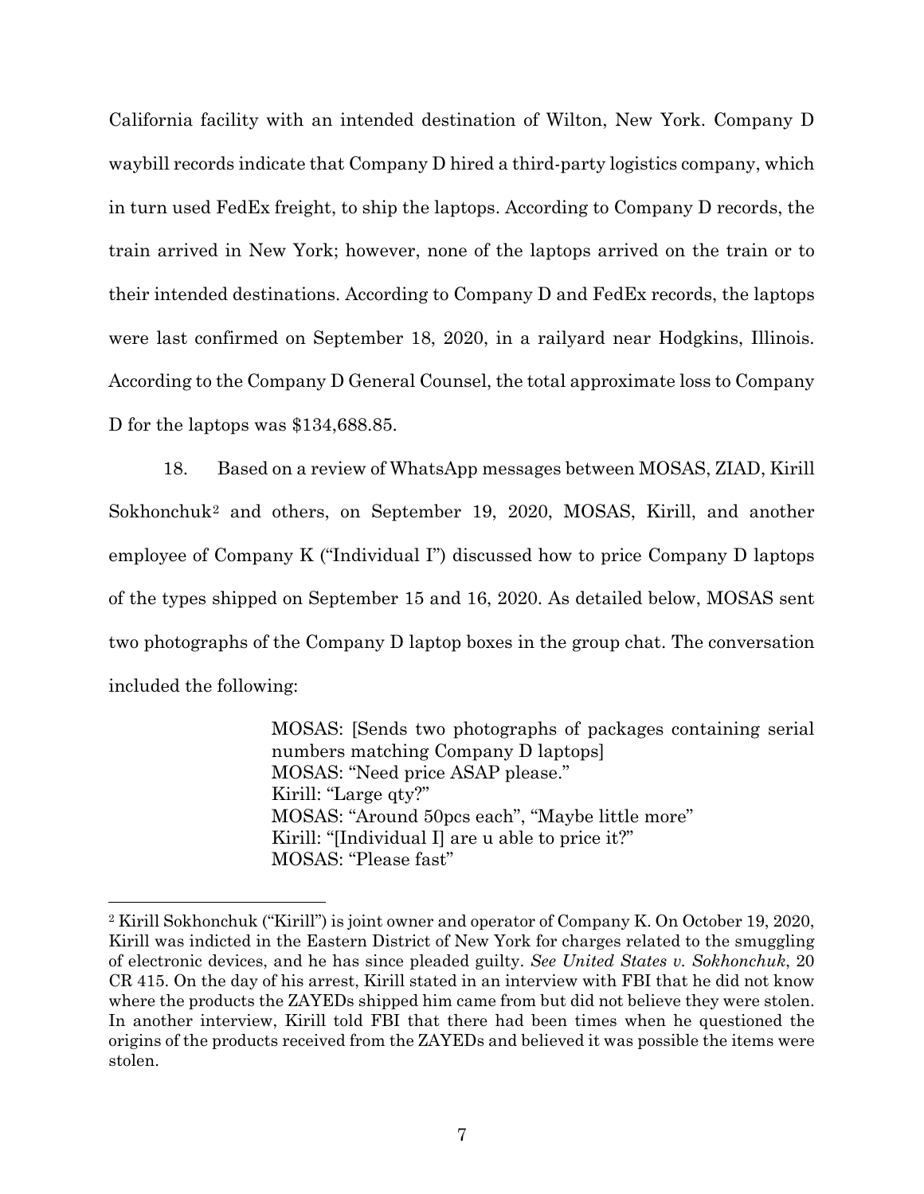California facility with an intended destination of Wilton, New York. Company D waybill records indicate that Company D hired a third-party logistics company, which in turn used FedEx freight, to ship the laptops. According to Company D records, the train arrived in New York; however, none of the laptops arrived on the train or to their intended destinations. According to Company D and FedEx records, the laptops were last confirmed on September 18, 2020, in a railyard near Hodgkins, Illinois. According to the Company D General Counsel, the total approximate loss to Company D for the laptops was $134,688.85.

18. Based on a review of WhatsApp messages between MOSAS, ZIAD, Kirill Sokhonchuk[2] and others, on September 19, 2020, MOSAS, Kirill, and another employee of Company K ("Individual I") discussed how to price Company D laptops of the types shipped on September 15 and 16, 2020. As detailed below, MOSAS sent two photographs of the Company D laptop boxes in the group chat. The conversation included the following:

> MOSAS: [Sends two photographs of packages containing serial numbers matching Company D laptops]
> MOSAS: "Need price ASAP please."
> Kirill: "Large qty?"
> MOSAS: "Around 50pcs each", "Maybe little more"
> Kirill: "[Individual I] are u able to price it?"
> MOSAS: "Please fast"

---

[2] Kirill Sokhonchuk ("Kirill") is joint owner and operator of Company K. On October 19, 2020, Kirill was indicted in the Eastern District of New York for charges related to the smuggling of electronic devices, and he has since pleaded guilty. *See United States v. Sokhonchuk*, 20 CR 415. On the day of his arrest, Kirill stated in an interview with FBI that he did not know where the products the ZAYEDs shipped him came from but did not believe they were stolen. In another interview, Kirill told FBI that there had been times when he questioned the origins of the products received from the ZAYEDs and believed it was possible the items were stolen.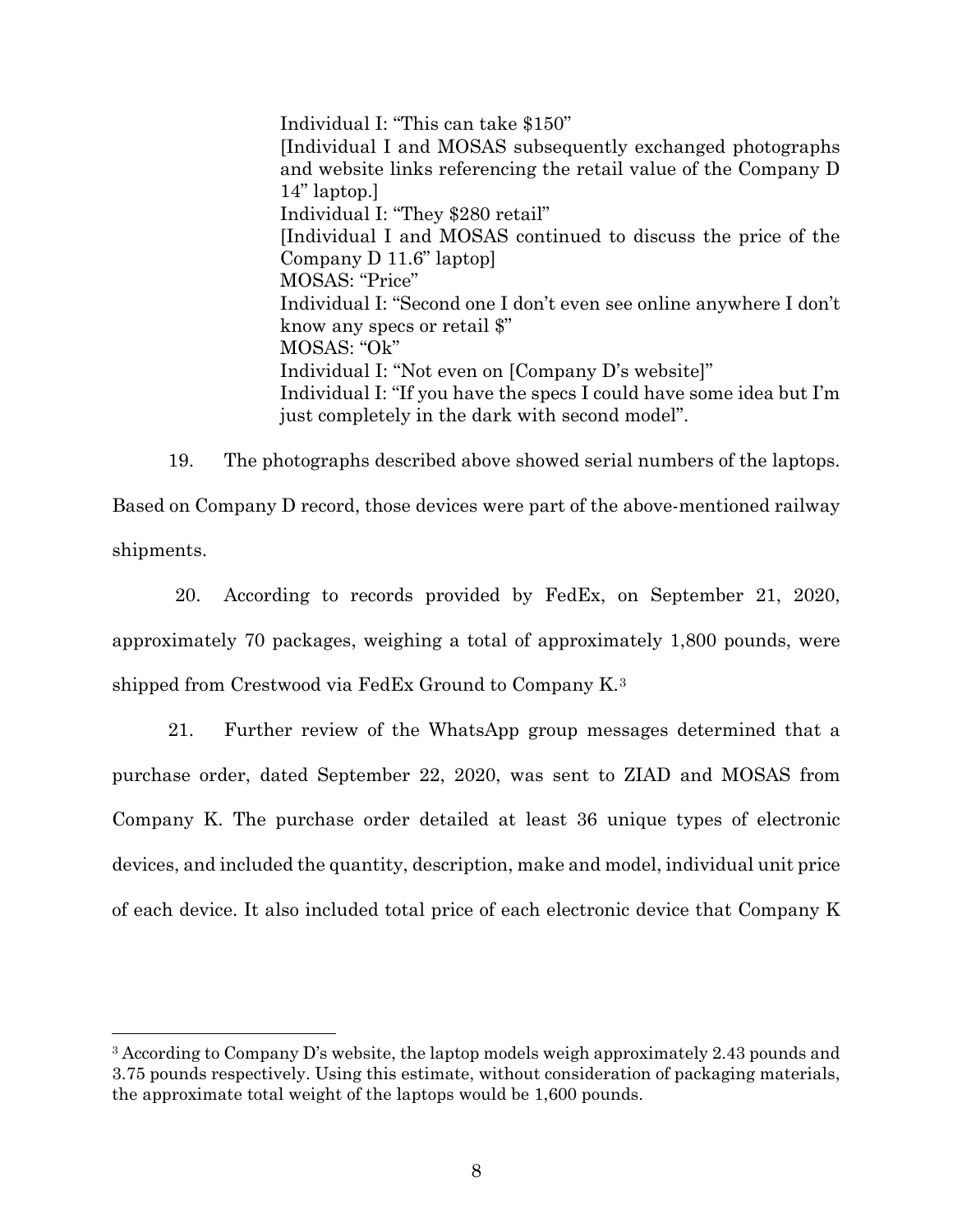> Individual I: "This can take $150"
> [Individual I and MOSAS subsequently exchanged photographs and website links referencing the retail value of the Company D 14" laptop.]
> Individual I: "They $280 retail"
> [Individual I and MOSAS continued to discuss the price of the Company D 11.6" laptop]
> MOSAS: "Price"
> Individual I: "Second one I don't even see online anywhere I don't know any specs or retail $"
> MOSAS: "Ok"
> Individual I: "Not even on [Company D's website]"
> Individual I: "If you have the specs I could have some idea but I'm just completely in the dark with second model".

19. The photographs described above showed serial numbers of the laptops. Based on Company D record, those devices were part of the above-mentioned railway shipments.

20. According to records provided by FedEx, on September 21, 2020, approximately 70 packages, weighing a total of approximately 1,800 pounds, were shipped from Crestwood via FedEx Ground to Company K.[3]

21. Further review of the WhatsApp group messages determined that a purchase order, dated September 22, 2020, was sent to ZIAD and MOSAS from Company K. The purchase order detailed at least 36 unique types of electronic devices, and included the quantity, description, make and model, individual unit price of each device. It also included total price of each electronic device that Company K

---

[3] According to Company D's website, the laptop models weigh approximately 2.43 pounds and 3.75 pounds respectively. Using this estimate, without consideration of packaging materials, the approximate total weight of the laptops would be 1,600 pounds.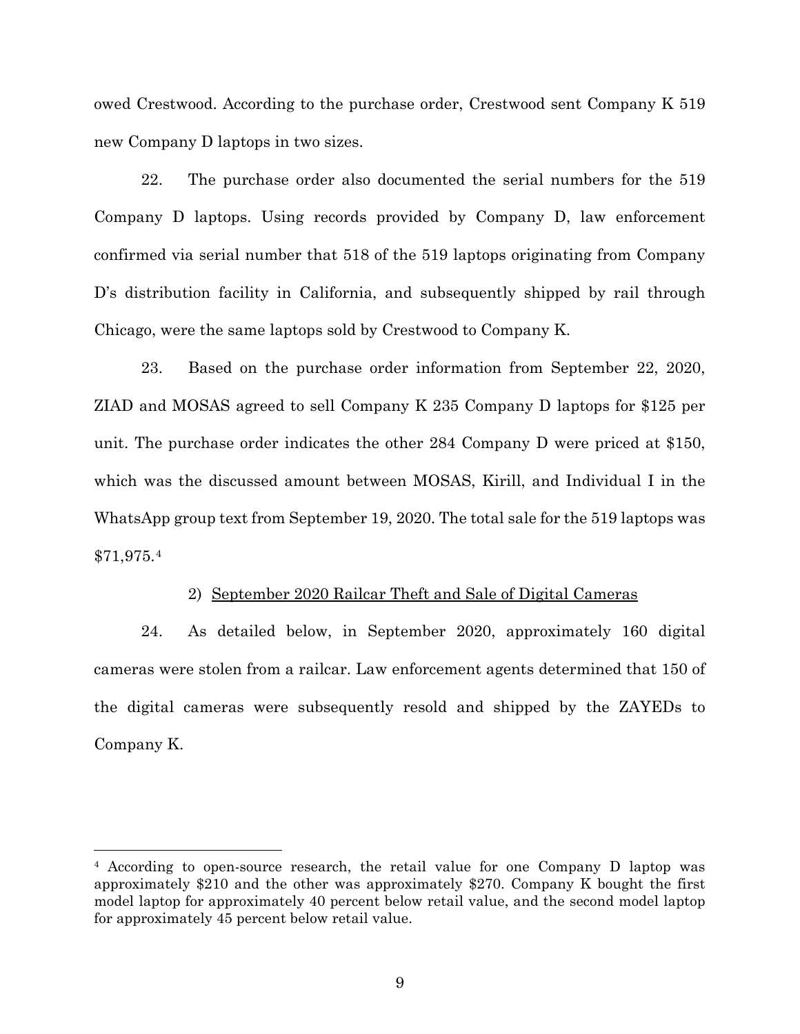owed Crestwood. According to the purchase order, Crestwood sent Company K 519 new Company D laptops in two sizes.

22. The purchase order also documented the serial numbers for the 519 Company D laptops. Using records provided by Company D, law enforcement confirmed via serial number that 518 of the 519 laptops originating from Company D's distribution facility in California, and subsequently shipped by rail through Chicago, were the same laptops sold by Crestwood to Company K.

23. Based on the purchase order information from September 22, 2020, ZIAD and MOSAS agreed to sell Company K 235 Company D laptops for $125 per unit. The purchase order indicates the other 284 Company D were priced at $150, which was the discussed amount between MOSAS, Kirill, and Individual I in the WhatsApp group text from September 19, 2020. The total sale for the 519 laptops was $71,975.[4]

2) <u>September 2020 Railcar Theft and Sale of Digital Cameras</u>

24. As detailed below, in September 2020, approximately 160 digital cameras were stolen from a railcar. Law enforcement agents determined that 150 of the digital cameras were subsequently resold and shipped by the ZAYEDs to Company K.

---

[4] According to open-source research, the retail value for one Company D laptop was approximately $210 and the other was approximately $270. Company K bought the first model laptop for approximately 40 percent below retail value, and the second model laptop for approximately 45 percent below retail value.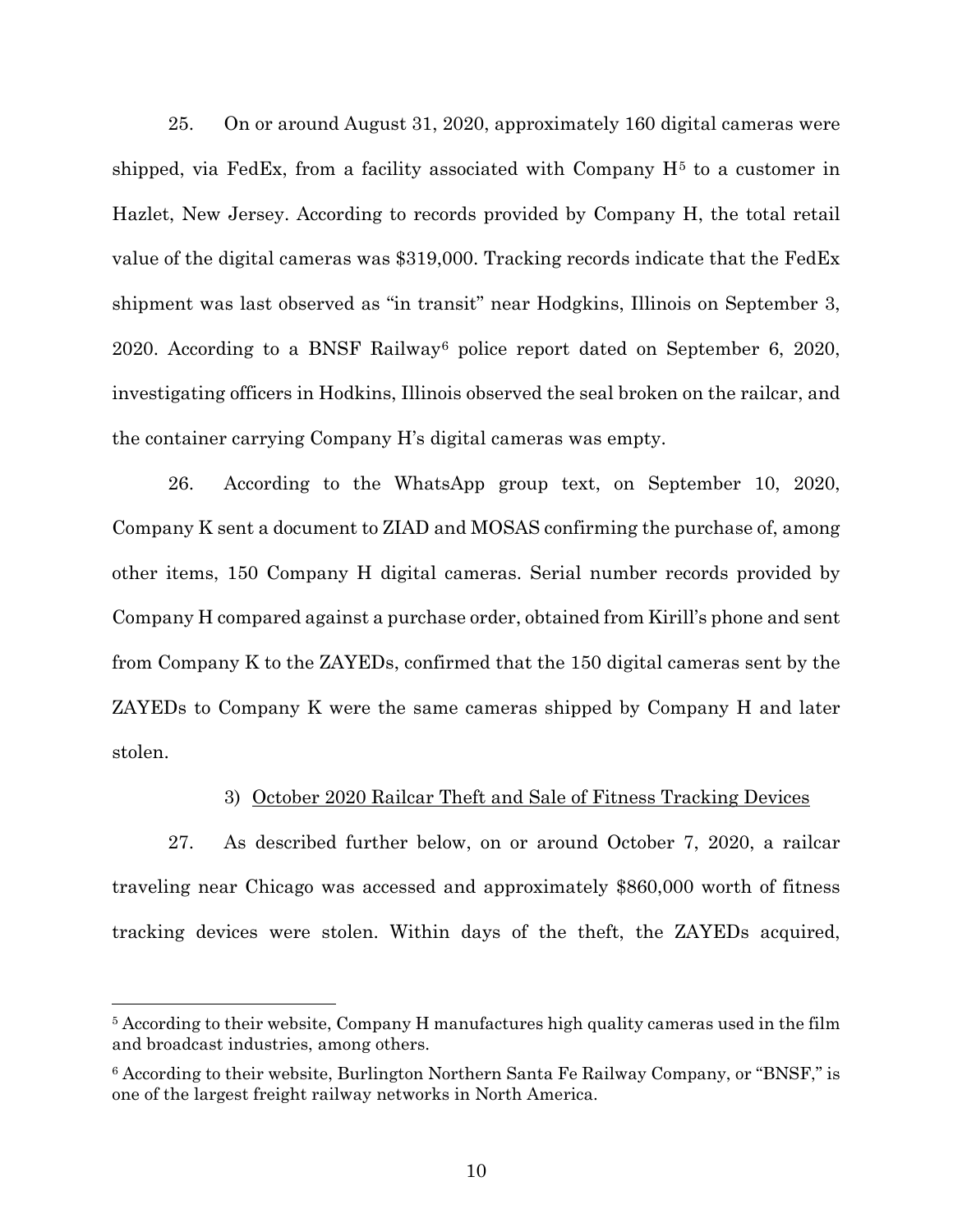25. On or around August 31, 2020, approximately 160 digital cameras were shipped, via FedEx, from a facility associated with Company H[5] to a customer in Hazlet, New Jersey. According to records provided by Company H, the total retail value of the digital cameras was $319,000. Tracking records indicate that the FedEx shipment was last observed as "in transit" near Hodgkins, Illinois on September 3, 2020. According to a BNSF Railway[6] police report dated on September 6, 2020, investigating officers in Hodkins, Illinois observed the seal broken on the railcar, and the container carrying Company H's digital cameras was empty.

26. According to the WhatsApp group text, on September 10, 2020, Company K sent a document to ZIAD and MOSAS confirming the purchase of, among other items, 150 Company H digital cameras. Serial number records provided by Company H compared against a purchase order, obtained from Kirill's phone and sent from Company K to the ZAYEDs, confirmed that the 150 digital cameras sent by the ZAYEDs to Company K were the same cameras shipped by Company H and later stolen.

3) <u>October 2020 Railcar Theft and Sale of Fitness Tracking Devices</u>

27. As described further below, on or around October 7, 2020, a railcar traveling near Chicago was accessed and approximately $860,000 worth of fitness tracking devices were stolen. Within days of the theft, the ZAYEDs acquired,

---

[5] According to their website, Company H manufactures high quality cameras used in the film and broadcast industries, among others.

[6] According to their website, Burlington Northern Santa Fe Railway Company, or "BNSF," is one of the largest freight railway networks in North America.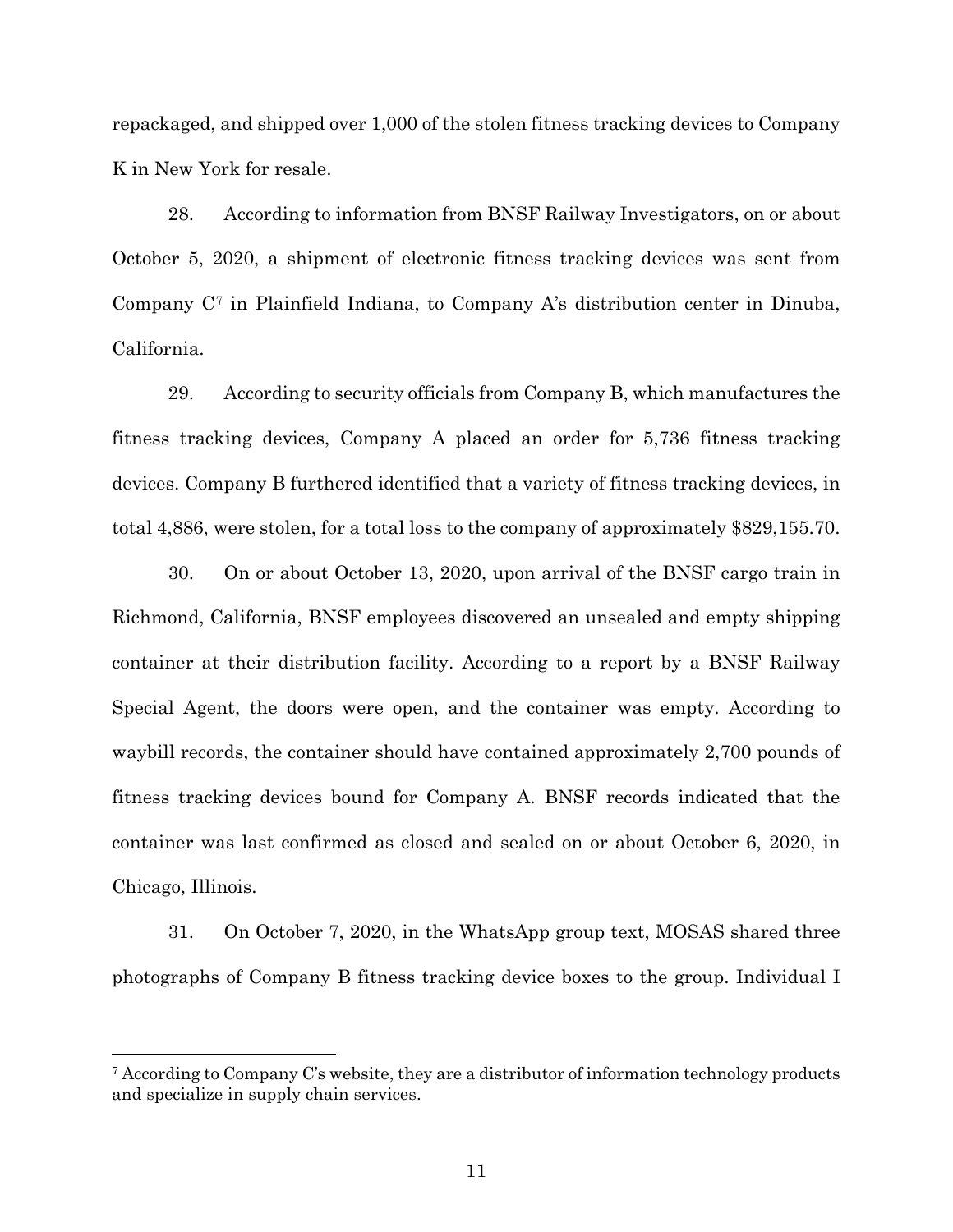repackaged, and shipped over 1,000 of the stolen fitness tracking devices to Company K in New York for resale.

28. According to information from BNSF Railway Investigators, on or about October 5, 2020, a shipment of electronic fitness tracking devices was sent from Company C[7] in Plainfield Indiana, to Company A's distribution center in Dinuba, California.

29. According to security officials from Company B, which manufactures the fitness tracking devices, Company A placed an order for 5,736 fitness tracking devices. Company B furthered identified that a variety of fitness tracking devices, in total 4,886, were stolen, for a total loss to the company of approximately $829,155.70.

30. On or about October 13, 2020, upon arrival of the BNSF cargo train in Richmond, California, BNSF employees discovered an unsealed and empty shipping container at their distribution facility. According to a report by a BNSF Railway Special Agent, the doors were open, and the container was empty. According to waybill records, the container should have contained approximately 2,700 pounds of fitness tracking devices bound for Company A. BNSF records indicated that the container was last confirmed as closed and sealed on or about October 6, 2020, in Chicago, Illinois.

31. On October 7, 2020, in the WhatsApp group text, MOSAS shared three photographs of Company B fitness tracking device boxes to the group. Individual I

---

[7] According to Company C's website, they are a distributor of information technology products and specialize in supply chain services.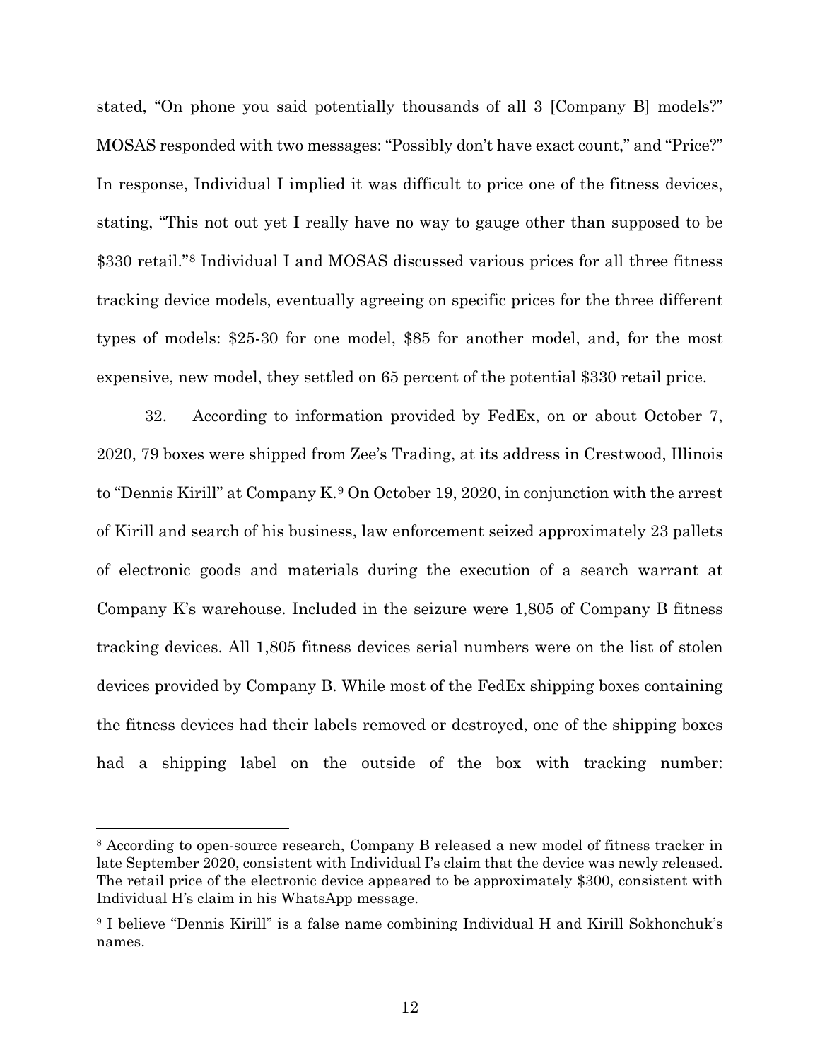stated, "On phone you said potentially thousands of all 3 [Company B] models?" MOSAS responded with two messages: "Possibly don't have exact count," and "Price?" In response, Individual I implied it was difficult to price one of the fitness devices, stating, "This not out yet I really have no way to gauge other than supposed to be $330 retail."[8] Individual I and MOSAS discussed various prices for all three fitness tracking device models, eventually agreeing on specific prices for the three different types of models: $25-30 for one model, $85 for another model, and, for the most expensive, new model, they settled on 65 percent of the potential $330 retail price.

32. According to information provided by FedEx, on or about October 7, 2020, 79 boxes were shipped from Zee's Trading, at its address in Crestwood, Illinois to "Dennis Kirill" at Company K.[9] On October 19, 2020, in conjunction with the arrest of Kirill and search of his business, law enforcement seized approximately 23 pallets of electronic goods and materials during the execution of a search warrant at Company K's warehouse. Included in the seizure were 1,805 of Company B fitness tracking devices. All 1,805 fitness devices serial numbers were on the list of stolen devices provided by Company B. While most of the FedEx shipping boxes containing the fitness devices had their labels removed or destroyed, one of the shipping boxes had a shipping label on the outside of the box with tracking number:

---

[8] According to open-source research, Company B released a new model of fitness tracker in late September 2020, consistent with Individual I's claim that the device was newly released. The retail price of the electronic device appeared to be approximately $300, consistent with Individual H's claim in his WhatsApp message.

[9] I believe "Dennis Kirill" is a false name combining Individual H and Kirill Sokhonchuk's names.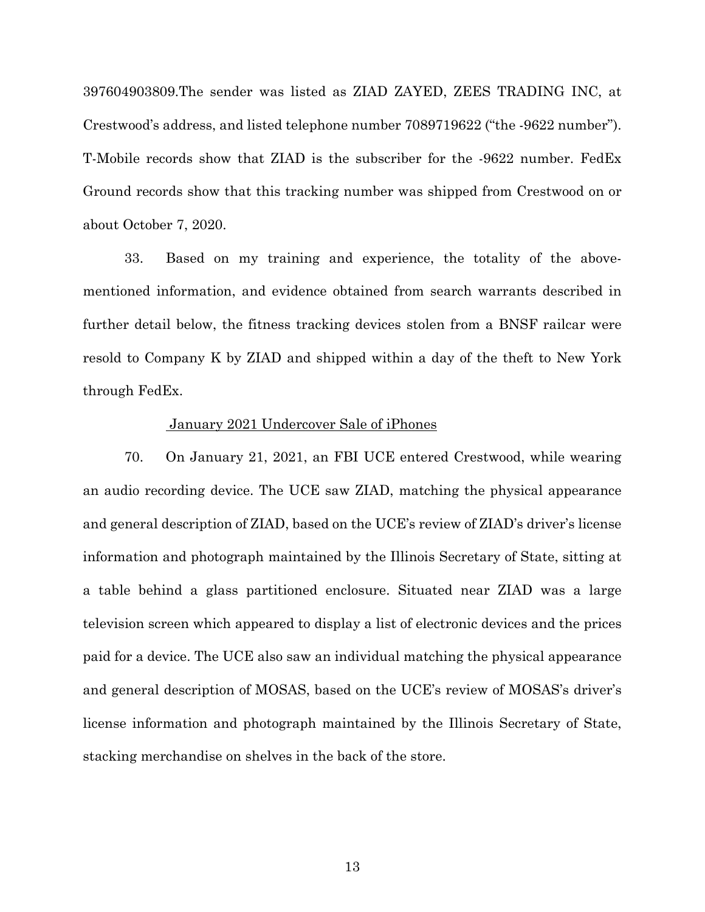397604903809.The sender was listed as ZIAD ZAYED, ZEES TRADING INC, at Crestwood's address, and listed telephone number 7089719622 ("the -9622 number"). T-Mobile records show that ZIAD is the subscriber for the -9622 number. FedEx Ground records show that this tracking number was shipped from Crestwood on or about October 7, 2020.

33. Based on my training and experience, the totality of the above-mentioned information, and evidence obtained from search warrants described in further detail below, the fitness tracking devices stolen from a BNSF railcar were resold to Company K by ZIAD and shipped within a day of the theft to New York through FedEx.

<u>January 2021 Undercover Sale of iPhones</u>

70. On January 21, 2021, an FBI UCE entered Crestwood, while wearing an audio recording device. The UCE saw ZIAD, matching the physical appearance and general description of ZIAD, based on the UCE's review of ZIAD's driver's license information and photograph maintained by the Illinois Secretary of State, sitting at a table behind a glass partitioned enclosure. Situated near ZIAD was a large television screen which appeared to display a list of electronic devices and the prices paid for a device. The UCE also saw an individual matching the physical appearance and general description of MOSAS, based on the UCE's review of MOSAS's driver's license information and photograph maintained by the Illinois Secretary of State, stacking merchandise on shelves in the back of the store.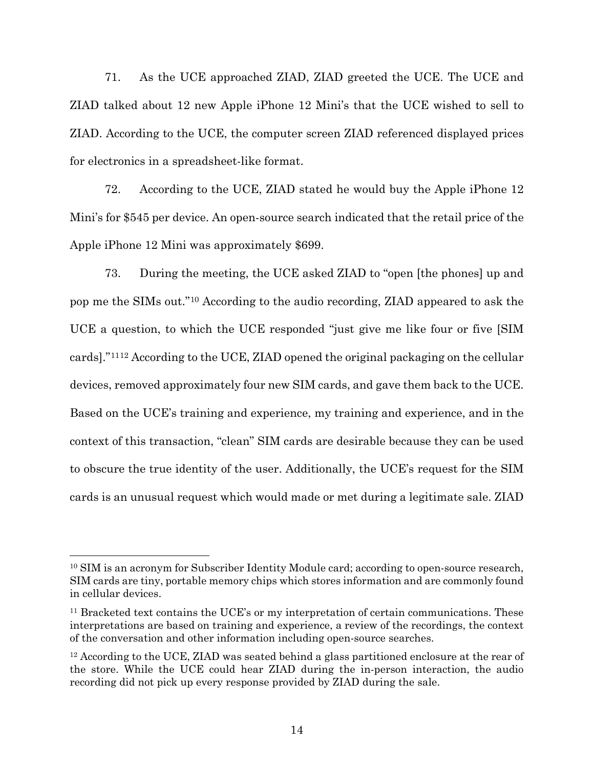71. As the UCE approached ZIAD, ZIAD greeted the UCE. The UCE and ZIAD talked about 12 new Apple iPhone 12 Mini's that the UCE wished to sell to ZIAD. According to the UCE, the computer screen ZIAD referenced displayed prices for electronics in a spreadsheet-like format.

72. According to the UCE, ZIAD stated he would buy the Apple iPhone 12 Mini's for $545 per device. An open-source search indicated that the retail price of the Apple iPhone 12 Mini was approximately $699.

73. During the meeting, the UCE asked ZIAD to "open [the phones] up and pop me the SIMs out."[10] According to the audio recording, ZIAD appeared to ask the UCE a question, to which the UCE responded "just give me like four or five [SIM cards]."[11][12] According to the UCE, ZIAD opened the original packaging on the cellular devices, removed approximately four new SIM cards, and gave them back to the UCE. Based on the UCE's training and experience, my training and experience, and in the context of this transaction, "clean" SIM cards are desirable because they can be used to obscure the true identity of the user. Additionally, the UCE's request for the SIM cards is an unusual request which would made or met during a legitimate sale. ZIAD

---

[10] SIM is an acronym for Subscriber Identity Module card; according to open-source research, SIM cards are tiny, portable memory chips which stores information and are commonly found in cellular devices.

[11] Bracketed text contains the UCE's or my interpretation of certain communications. These interpretations are based on training and experience, a review of the recordings, the context of the conversation and other information including open-source searches.

[12] According to the UCE, ZIAD was seated behind a glass partitioned enclosure at the rear of the store. While the UCE could hear ZIAD during the in-person interaction, the audio recording did not pick up every response provided by ZIAD during the sale.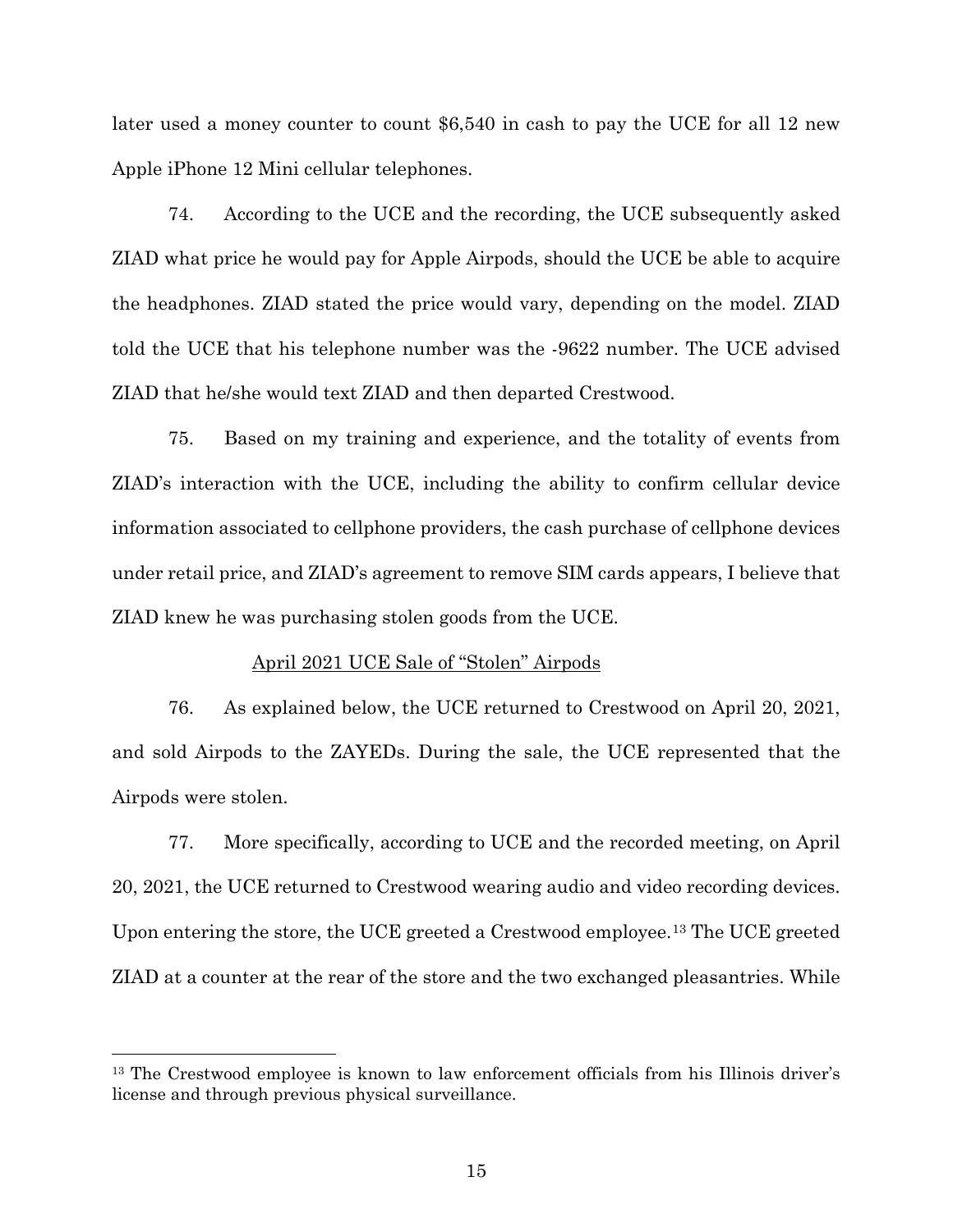later used a money counter to count $6,540 in cash to pay the UCE for all 12 new Apple iPhone 12 Mini cellular telephones.

74. According to the UCE and the recording, the UCE subsequently asked ZIAD what price he would pay for Apple Airpods, should the UCE be able to acquire the headphones. ZIAD stated the price would vary, depending on the model. ZIAD told the UCE that his telephone number was the -9622 number. The UCE advised ZIAD that he/she would text ZIAD and then departed Crestwood.

75. Based on my training and experience, and the totality of events from ZIAD's interaction with the UCE, including the ability to confirm cellular device information associated to cellphone providers, the cash purchase of cellphone devices under retail price, and ZIAD's agreement to remove SIM cards appears, I believe that ZIAD knew he was purchasing stolen goods from the UCE.

<u>April 2021 UCE Sale of "Stolen" Airpods</u>

76. As explained below, the UCE returned to Crestwood on April 20, 2021, and sold Airpods to the ZAYEDs. During the sale, the UCE represented that the Airpods were stolen.

77. More specifically, according to UCE and the recorded meeting, on April 20, 2021, the UCE returned to Crestwood wearing audio and video recording devices. Upon entering the store, the UCE greeted a Crestwood employee.[13] The UCE greeted ZIAD at a counter at the rear of the store and the two exchanged pleasantries. While

[13] The Crestwood employee is known to law enforcement officials from his Illinois driver's license and through previous physical surveillance.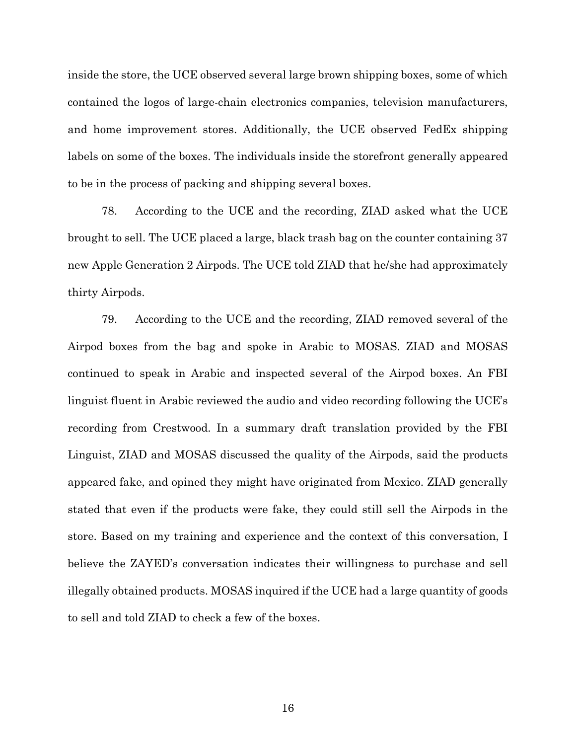inside the store, the UCE observed several large brown shipping boxes, some of which contained the logos of large-chain electronics companies, television manufacturers, and home improvement stores. Additionally, the UCE observed FedEx shipping labels on some of the boxes. The individuals inside the storefront generally appeared to be in the process of packing and shipping several boxes.

78. According to the UCE and the recording, ZIAD asked what the UCE brought to sell. The UCE placed a large, black trash bag on the counter containing 37 new Apple Generation 2 Airpods. The UCE told ZIAD that he/she had approximately thirty Airpods.

79. According to the UCE and the recording, ZIAD removed several of the Airpod boxes from the bag and spoke in Arabic to MOSAS. ZIAD and MOSAS continued to speak in Arabic and inspected several of the Airpod boxes. An FBI linguist fluent in Arabic reviewed the audio and video recording following the UCE's recording from Crestwood. In a summary draft translation provided by the FBI Linguist, ZIAD and MOSAS discussed the quality of the Airpods, said the products appeared fake, and opined they might have originated from Mexico. ZIAD generally stated that even if the products were fake, they could still sell the Airpods in the store. Based on my training and experience and the context of this conversation, I believe the ZAYED's conversation indicates their willingness to purchase and sell illegally obtained products. MOSAS inquired if the UCE had a large quantity of goods to sell and told ZIAD to check a few of the boxes.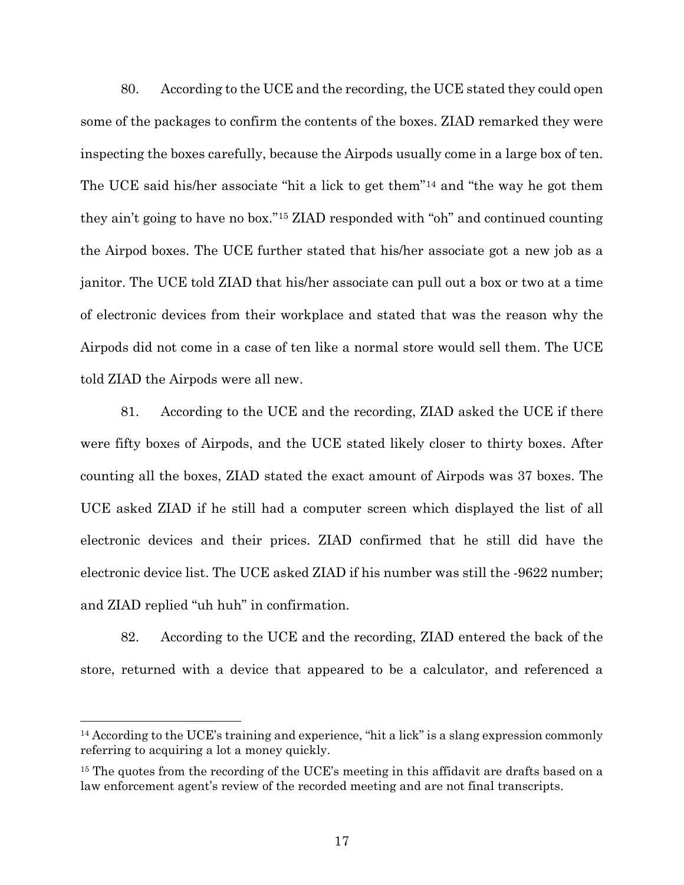80. According to the UCE and the recording, the UCE stated they could open some of the packages to confirm the contents of the boxes. ZIAD remarked they were inspecting the boxes carefully, because the Airpods usually come in a large box of ten. The UCE said his/her associate "hit a lick to get them"[14] and "the way he got them they ain't going to have no box."[15] ZIAD responded with "oh" and continued counting the Airpod boxes. The UCE further stated that his/her associate got a new job as a janitor. The UCE told ZIAD that his/her associate can pull out a box or two at a time of electronic devices from their workplace and stated that was the reason why the Airpods did not come in a case of ten like a normal store would sell them. The UCE told ZIAD the Airpods were all new.

81. According to the UCE and the recording, ZIAD asked the UCE if there were fifty boxes of Airpods, and the UCE stated likely closer to thirty boxes. After counting all the boxes, ZIAD stated the exact amount of Airpods was 37 boxes. The UCE asked ZIAD if he still had a computer screen which displayed the list of all electronic devices and their prices. ZIAD confirmed that he still did have the electronic device list. The UCE asked ZIAD if his number was still the -9622 number; and ZIAD replied "uh huh" in confirmation.

82. According to the UCE and the recording, ZIAD entered the back of the store, returned with a device that appeared to be a calculator, and referenced a

---

[14] According to the UCE's training and experience, "hit a lick" is a slang expression commonly referring to acquiring a lot a money quickly.

[15] The quotes from the recording of the UCE's meeting in this affidavit are drafts based on a law enforcement agent's review of the recorded meeting and are not final transcripts.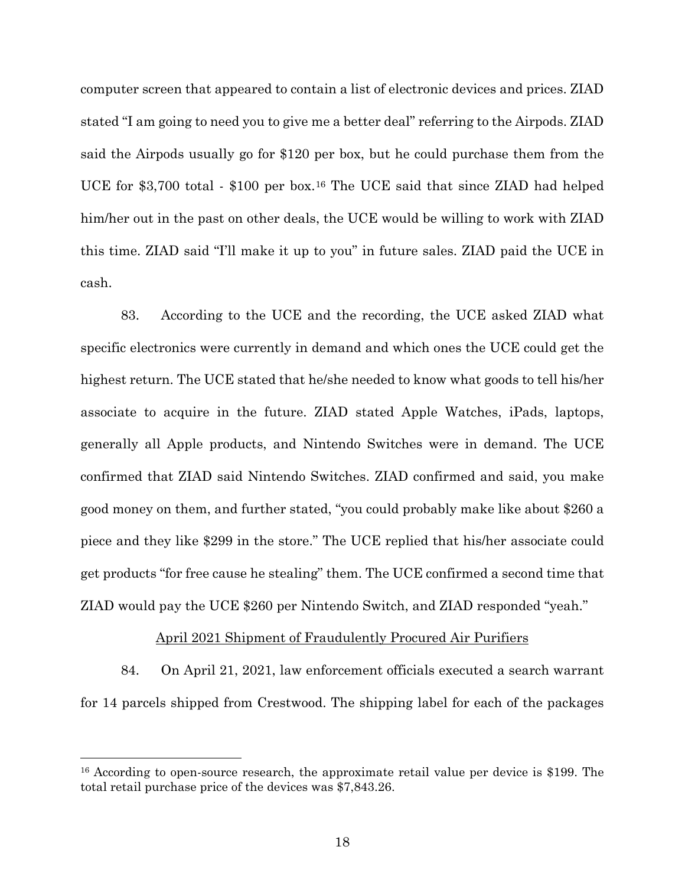computer screen that appeared to contain a list of electronic devices and prices. ZIAD stated "I am going to need you to give me a better deal" referring to the Airpods. ZIAD said the Airpods usually go for $120 per box, but he could purchase them from the UCE for $3,700 total - $100 per box.[16] The UCE said that since ZIAD had helped him/her out in the past on other deals, the UCE would be willing to work with ZIAD this time. ZIAD said "I'll make it up to you" in future sales. ZIAD paid the UCE in cash.

83. According to the UCE and the recording, the UCE asked ZIAD what specific electronics were currently in demand and which ones the UCE could get the highest return. The UCE stated that he/she needed to know what goods to tell his/her associate to acquire in the future. ZIAD stated Apple Watches, iPads, laptops, generally all Apple products, and Nintendo Switches were in demand. The UCE confirmed that ZIAD said Nintendo Switches. ZIAD confirmed and said, you make good money on them, and further stated, "you could probably make like about $260 a piece and they like $299 in the store." The UCE replied that his/her associate could get products "for free cause he stealing" them. The UCE confirmed a second time that ZIAD would pay the UCE $260 per Nintendo Switch, and ZIAD responded "yeah."

April 2021 Shipment of Fraudulently Procured Air Purifiers

84. On April 21, 2021, law enforcement officials executed a search warrant for 14 parcels shipped from Crestwood. The shipping label for each of the packages

[16] According to open-source research, the approximate retail value per device is $199. The total retail purchase price of the devices was $7,843.26.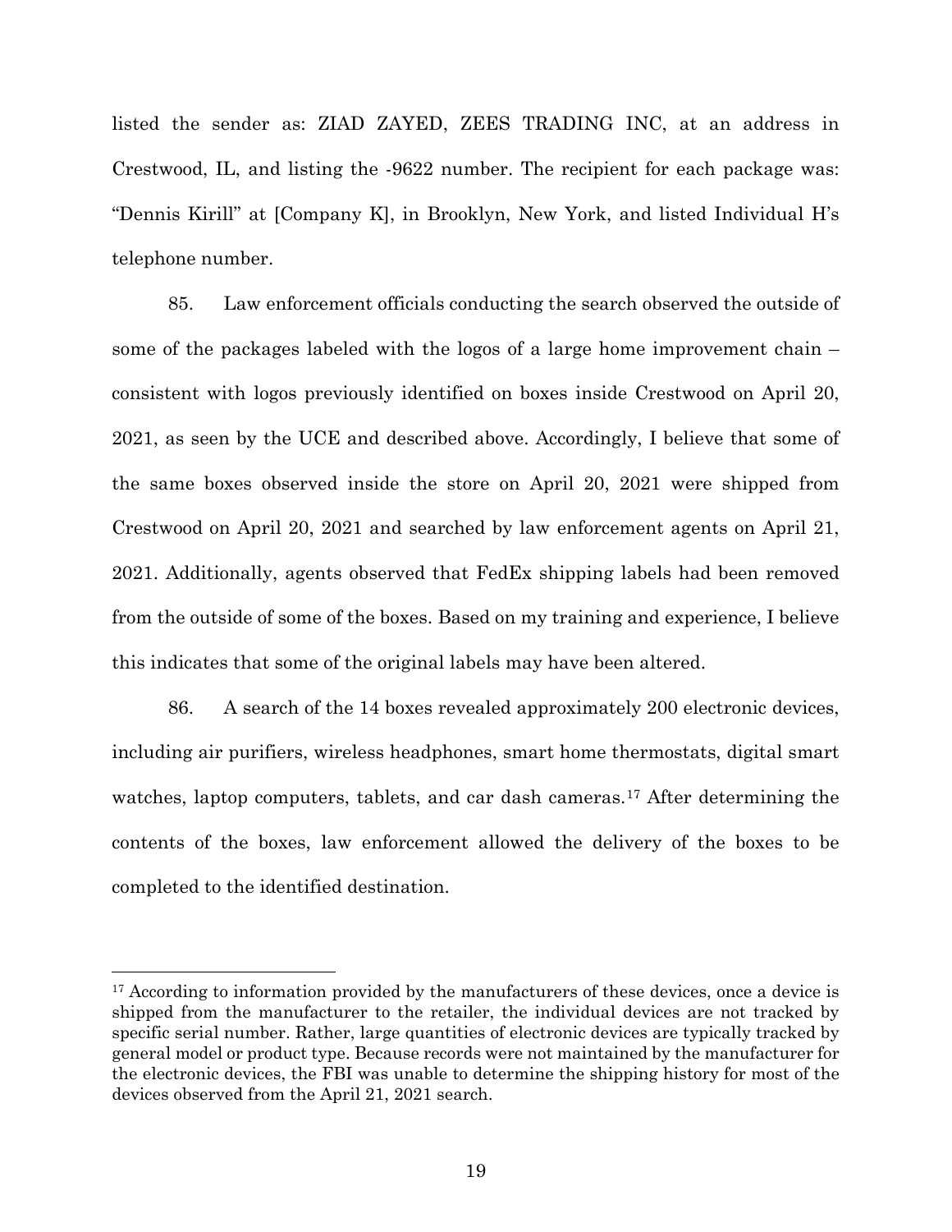listed the sender as: ZIAD ZAYED, ZEES TRADING INC, at an address in Crestwood, IL, and listing the -9622 number. The recipient for each package was: "Dennis Kirill" at [Company K], in Brooklyn, New York, and listed Individual H's telephone number.

85. Law enforcement officials conducting the search observed the outside of some of the packages labeled with the logos of a large home improvement chain – consistent with logos previously identified on boxes inside Crestwood on April 20, 2021, as seen by the UCE and described above. Accordingly, I believe that some of the same boxes observed inside the store on April 20, 2021 were shipped from Crestwood on April 20, 2021 and searched by law enforcement agents on April 21, 2021. Additionally, agents observed that FedEx shipping labels had been removed from the outside of some of the boxes. Based on my training and experience, I believe this indicates that some of the original labels may have been altered.

86. A search of the 14 boxes revealed approximately 200 electronic devices, including air purifiers, wireless headphones, smart home thermostats, digital smart watches, laptop computers, tablets, and car dash cameras.[17] After determining the contents of the boxes, law enforcement allowed the delivery of the boxes to be completed to the identified destination.

[17] According to information provided by the manufacturers of these devices, once a device is shipped from the manufacturer to the retailer, the individual devices are not tracked by specific serial number. Rather, large quantities of electronic devices are typically tracked by general model or product type. Because records were not maintained by the manufacturer for the electronic devices, the FBI was unable to determine the shipping history for most of the devices observed from the April 21, 2021 search.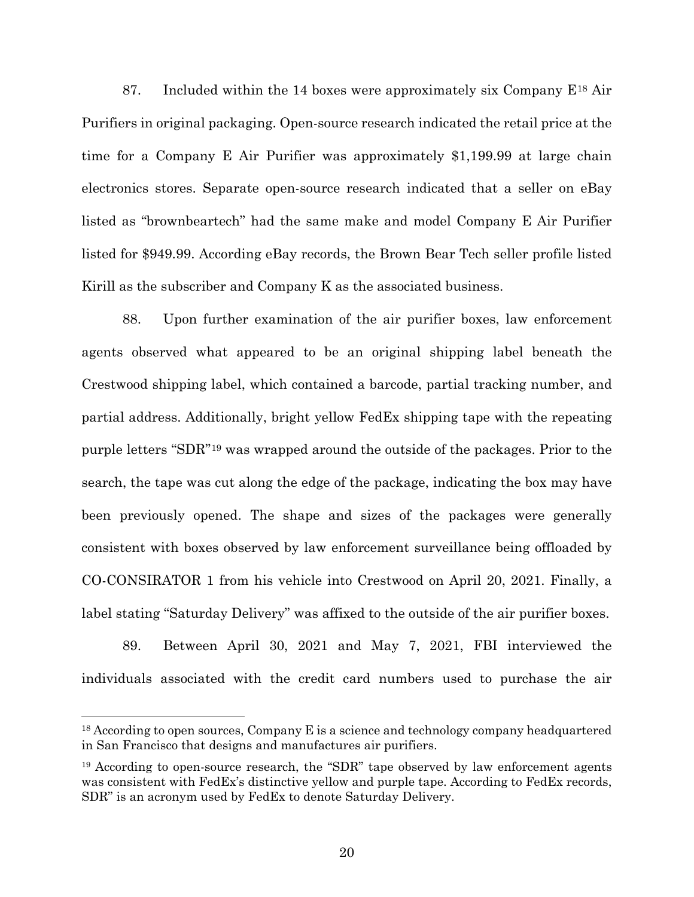87. Included within the 14 boxes were approximately six Company E[18] Air Purifiers in original packaging. Open-source research indicated the retail price at the time for a Company E Air Purifier was approximately $1,199.99 at large chain electronics stores. Separate open-source research indicated that a seller on eBay listed as "brownbeartech" had the same make and model Company E Air Purifier listed for $949.99. According eBay records, the Brown Bear Tech seller profile listed Kirill as the subscriber and Company K as the associated business.

88. Upon further examination of the air purifier boxes, law enforcement agents observed what appeared to be an original shipping label beneath the Crestwood shipping label, which contained a barcode, partial tracking number, and partial address. Additionally, bright yellow FedEx shipping tape with the repeating purple letters "SDR"[19] was wrapped around the outside of the packages. Prior to the search, the tape was cut along the edge of the package, indicating the box may have been previously opened. The shape and sizes of the packages were generally consistent with boxes observed by law enforcement surveillance being offloaded by CO-CONSIRATOR 1 from his vehicle into Crestwood on April 20, 2021. Finally, a label stating "Saturday Delivery" was affixed to the outside of the air purifier boxes.

89. Between April 30, 2021 and May 7, 2021, FBI interviewed the individuals associated with the credit card numbers used to purchase the air

---

[18] According to open sources, Company E is a science and technology company headquartered in San Francisco that designs and manufactures air purifiers.

[19] According to open-source research, the "SDR" tape observed by law enforcement agents was consistent with FedEx's distinctive yellow and purple tape. According to FedEx records, SDR" is an acronym used by FedEx to denote Saturday Delivery.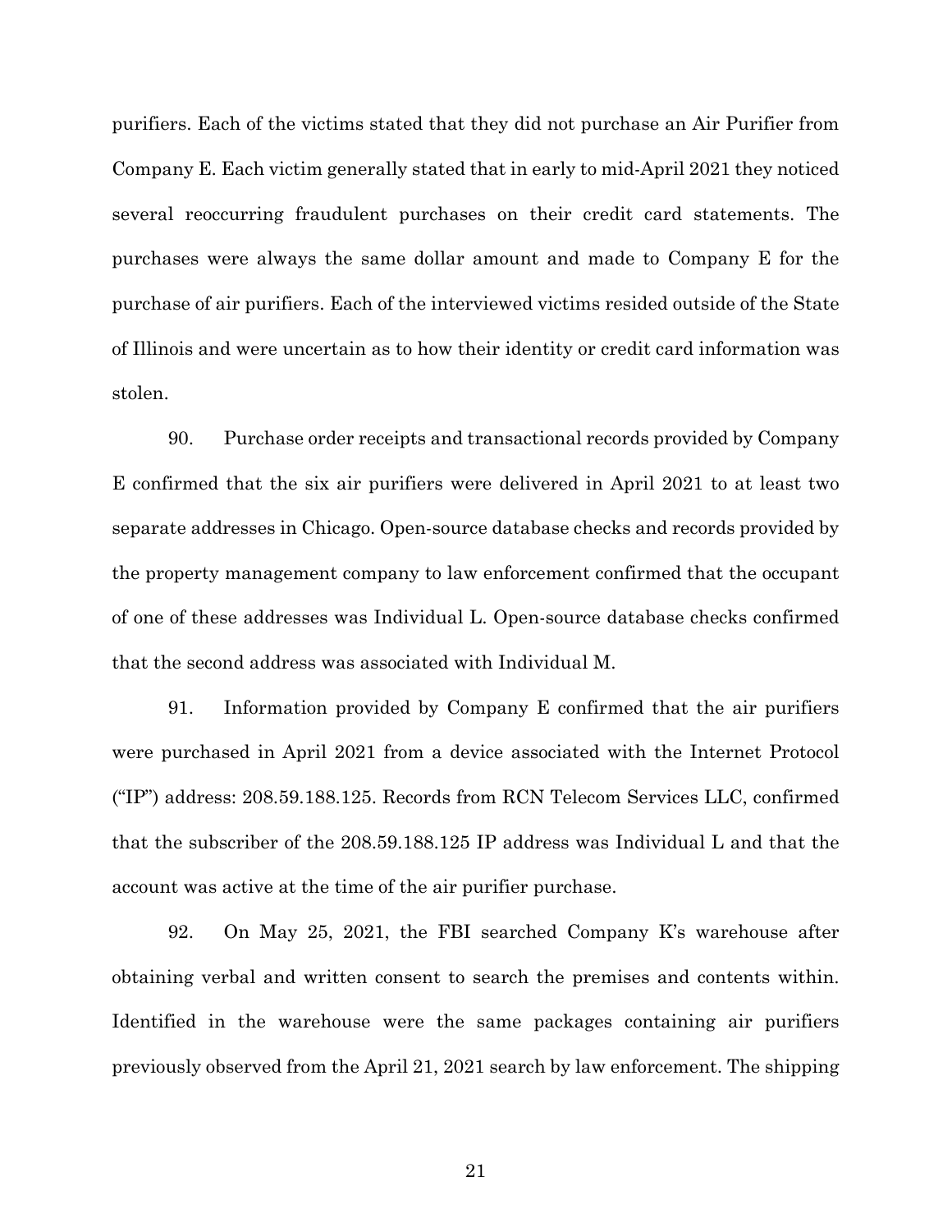purifiers. Each of the victims stated that they did not purchase an Air Purifier from Company E. Each victim generally stated that in early to mid-April 2021 they noticed several reoccurring fraudulent purchases on their credit card statements. The purchases were always the same dollar amount and made to Company E for the purchase of air purifiers. Each of the interviewed victims resided outside of the State of Illinois and were uncertain as to how their identity or credit card information was stolen.

90. Purchase order receipts and transactional records provided by Company E confirmed that the six air purifiers were delivered in April 2021 to at least two separate addresses in Chicago. Open-source database checks and records provided by the property management company to law enforcement confirmed that the occupant of one of these addresses was Individual L. Open-source database checks confirmed that the second address was associated with Individual M.

91. Information provided by Company E confirmed that the air purifiers were purchased in April 2021 from a device associated with the Internet Protocol ("IP") address: 208.59.188.125. Records from RCN Telecom Services LLC, confirmed that the subscriber of the 208.59.188.125 IP address was Individual L and that the account was active at the time of the air purifier purchase.

92. On May 25, 2021, the FBI searched Company K's warehouse after obtaining verbal and written consent to search the premises and contents within. Identified in the warehouse were the same packages containing air purifiers previously observed from the April 21, 2021 search by law enforcement. The shipping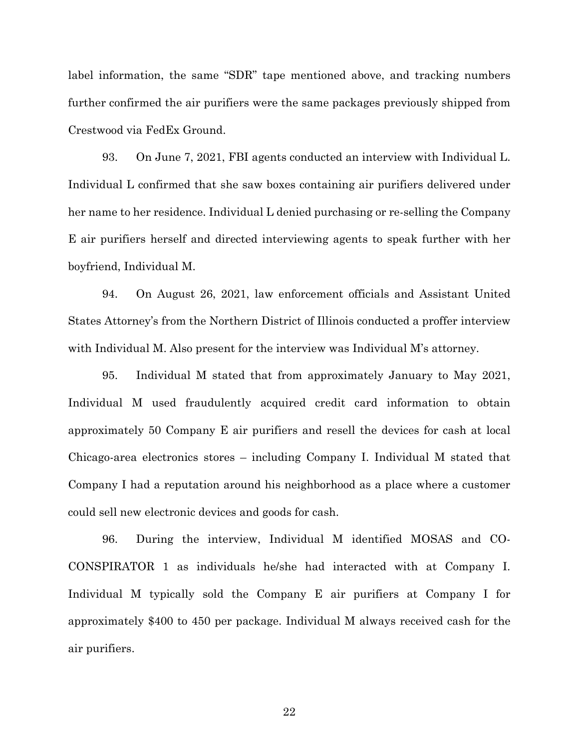label information, the same "SDR" tape mentioned above, and tracking numbers further confirmed the air purifiers were the same packages previously shipped from Crestwood via FedEx Ground.

93. On June 7, 2021, FBI agents conducted an interview with Individual L. Individual L confirmed that she saw boxes containing air purifiers delivered under her name to her residence. Individual L denied purchasing or re-selling the Company E air purifiers herself and directed interviewing agents to speak further with her boyfriend, Individual M.

94. On August 26, 2021, law enforcement officials and Assistant United States Attorney's from the Northern District of Illinois conducted a proffer interview with Individual M. Also present for the interview was Individual M's attorney.

95. Individual M stated that from approximately January to May 2021, Individual M used fraudulently acquired credit card information to obtain approximately 50 Company E air purifiers and resell the devices for cash at local Chicago-area electronics stores – including Company I. Individual M stated that Company I had a reputation around his neighborhood as a place where a customer could sell new electronic devices and goods for cash.

96. During the interview, Individual M identified MOSAS and CO-CONSPIRATOR 1 as individuals he/she had interacted with at Company I. Individual M typically sold the Company E air purifiers at Company I for approximately $400 to 450 per package. Individual M always received cash for the air purifiers.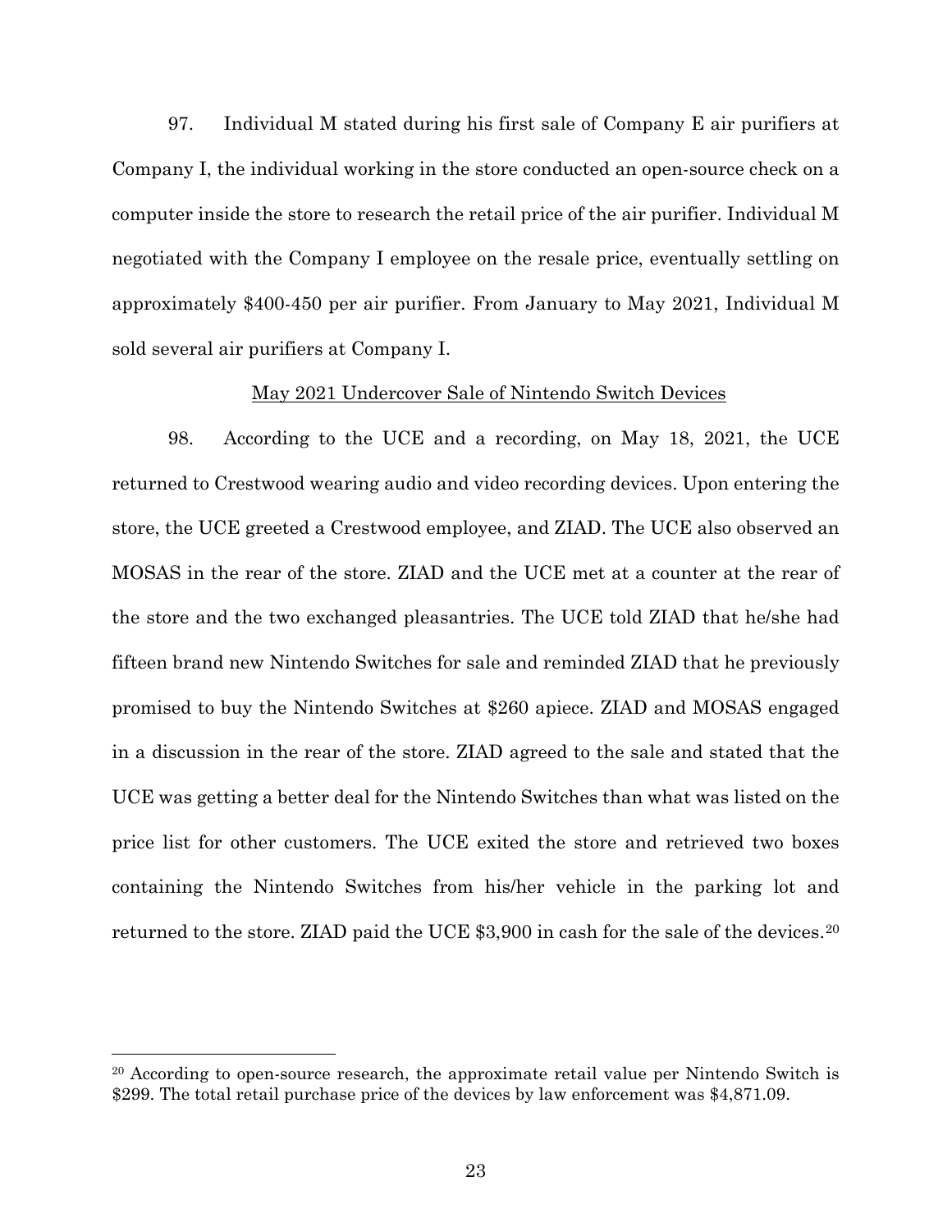97. Individual M stated during his first sale of Company E air purifiers at Company I, the individual working in the store conducted an open-source check on a computer inside the store to research the retail price of the air purifier. Individual M negotiated with the Company I employee on the resale price, eventually settling on approximately \$400-450 per air purifier. From January to May 2021, Individual M sold several air purifiers at Company I.

<u>May 2021 Undercover Sale of Nintendo Switch Devices</u>

98. According to the UCE and a recording, on May 18, 2021, the UCE returned to Crestwood wearing audio and video recording devices. Upon entering the store, the UCE greeted a Crestwood employee, and ZIAD. The UCE also observed an MOSAS in the rear of the store. ZIAD and the UCE met at a counter at the rear of the store and the two exchanged pleasantries. The UCE told ZIAD that he/she had fifteen brand new Nintendo Switches for sale and reminded ZIAD that he previously promised to buy the Nintendo Switches at \$260 apiece. ZIAD and MOSAS engaged in a discussion in the rear of the store. ZIAD agreed to the sale and stated that the UCE was getting a better deal for the Nintendo Switches than what was listed on the price list for other customers. The UCE exited the store and retrieved two boxes containing the Nintendo Switches from his/her vehicle in the parking lot and returned to the store. ZIAD paid the UCE \$3,900 in cash for the sale of the devices.[20]

---

[20] According to open-source research, the approximate retail value per Nintendo Switch is \$299. The total retail purchase price of the devices by law enforcement was \$4,871.09.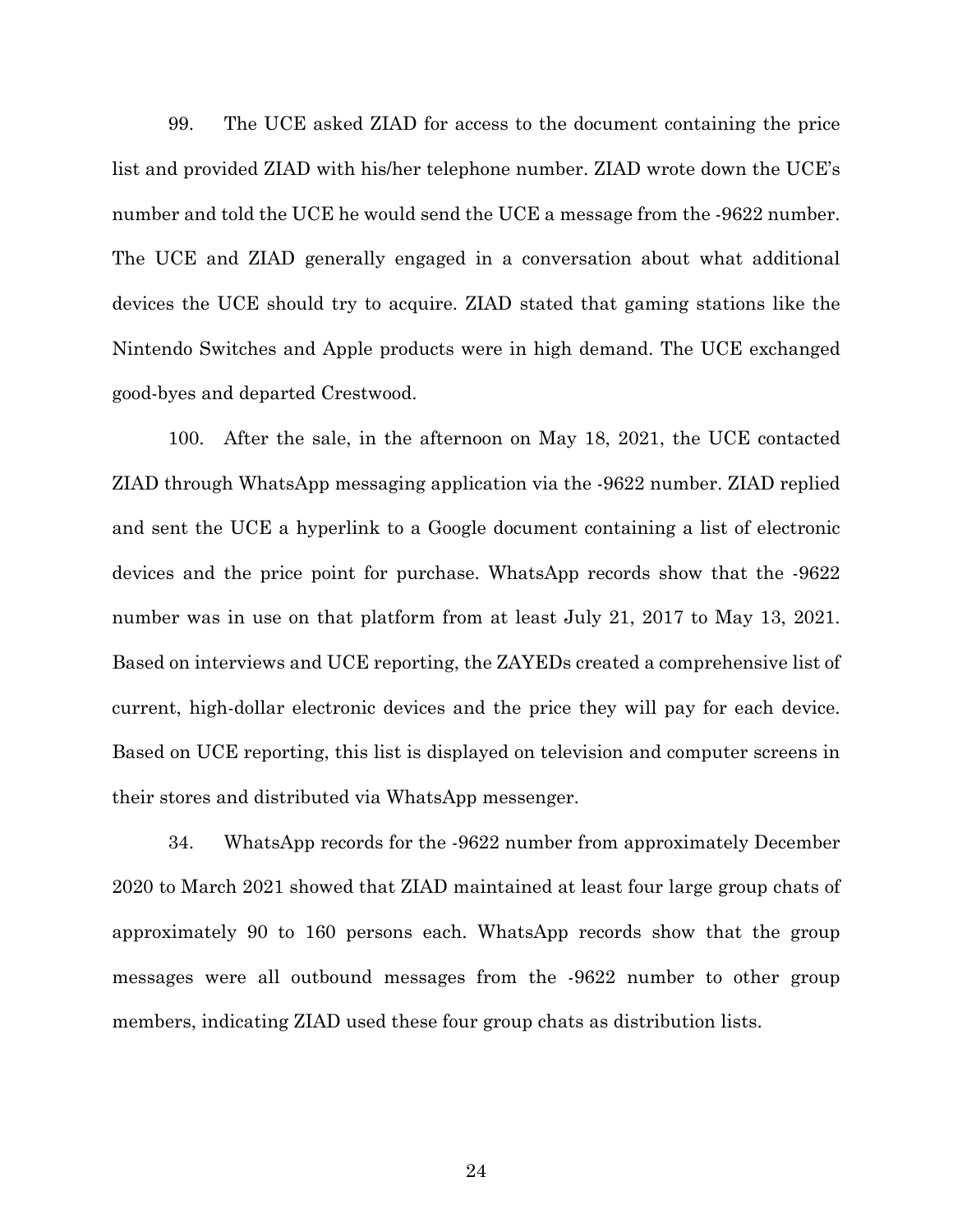99. The UCE asked ZIAD for access to the document containing the price list and provided ZIAD with his/her telephone number. ZIAD wrote down the UCE's number and told the UCE he would send the UCE a message from the -9622 number. The UCE and ZIAD generally engaged in a conversation about what additional devices the UCE should try to acquire. ZIAD stated that gaming stations like the Nintendo Switches and Apple products were in high demand. The UCE exchanged good-byes and departed Crestwood.

100. After the sale, in the afternoon on May 18, 2021, the UCE contacted ZIAD through WhatsApp messaging application via the -9622 number. ZIAD replied and sent the UCE a hyperlink to a Google document containing a list of electronic devices and the price point for purchase. WhatsApp records show that the -9622 number was in use on that platform from at least July 21, 2017 to May 13, 2021. Based on interviews and UCE reporting, the ZAYEDs created a comprehensive list of current, high-dollar electronic devices and the price they will pay for each device. Based on UCE reporting, this list is displayed on television and computer screens in their stores and distributed via WhatsApp messenger.

34. WhatsApp records for the -9622 number from approximately December 2020 to March 2021 showed that ZIAD maintained at least four large group chats of approximately 90 to 160 persons each. WhatsApp records show that the group messages were all outbound messages from the -9622 number to other group members, indicating ZIAD used these four group chats as distribution lists.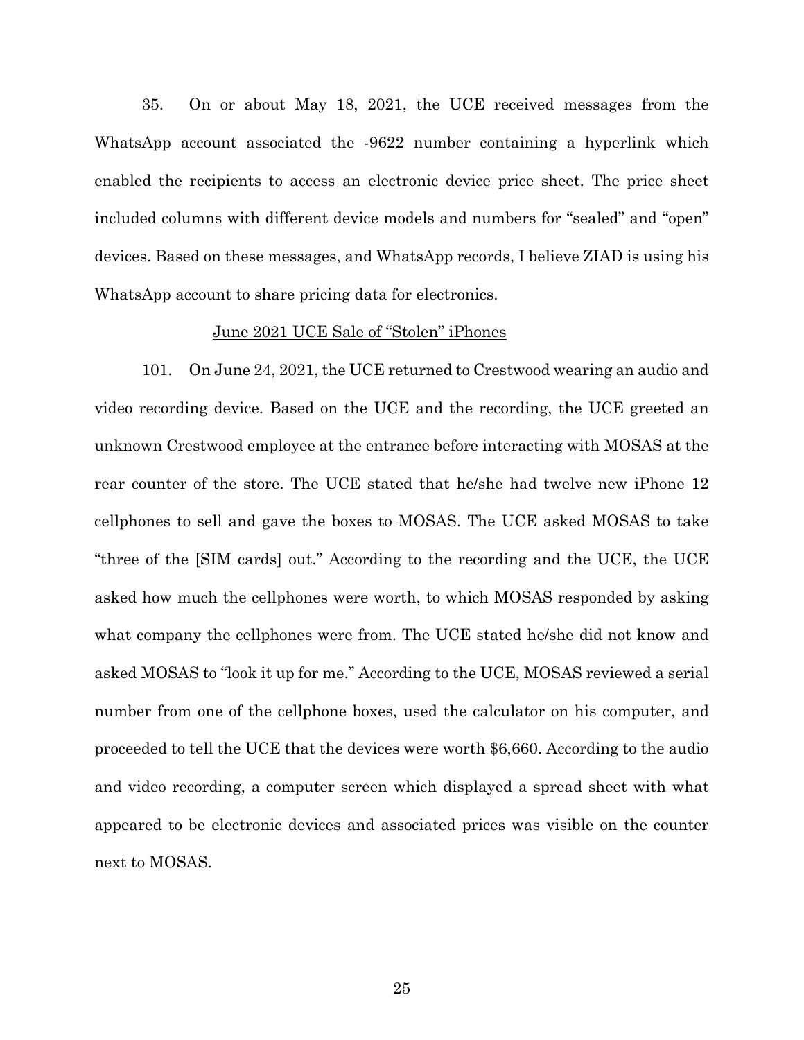35. On or about May 18, 2021, the UCE received messages from the WhatsApp account associated the -9622 number containing a hyperlink which enabled the recipients to access an electronic device price sheet. The price sheet included columns with different device models and numbers for "sealed" and "open" devices. Based on these messages, and WhatsApp records, I believe ZIAD is using his WhatsApp account to share pricing data for electronics.

<u>June 2021 UCE Sale of "Stolen" iPhones</u>

101. On June 24, 2021, the UCE returned to Crestwood wearing an audio and video recording device. Based on the UCE and the recording, the UCE greeted an unknown Crestwood employee at the entrance before interacting with MOSAS at the rear counter of the store. The UCE stated that he/she had twelve new iPhone 12 cellphones to sell and gave the boxes to MOSAS. The UCE asked MOSAS to take "three of the [SIM cards] out." According to the recording and the UCE, the UCE asked how much the cellphones were worth, to which MOSAS responded by asking what company the cellphones were from. The UCE stated he/she did not know and asked MOSAS to "look it up for me." According to the UCE, MOSAS reviewed a serial number from one of the cellphone boxes, used the calculator on his computer, and proceeded to tell the UCE that the devices were worth $6,660. According to the audio and video recording, a computer screen which displayed a spread sheet with what appeared to be electronic devices and associated prices was visible on the counter next to MOSAS.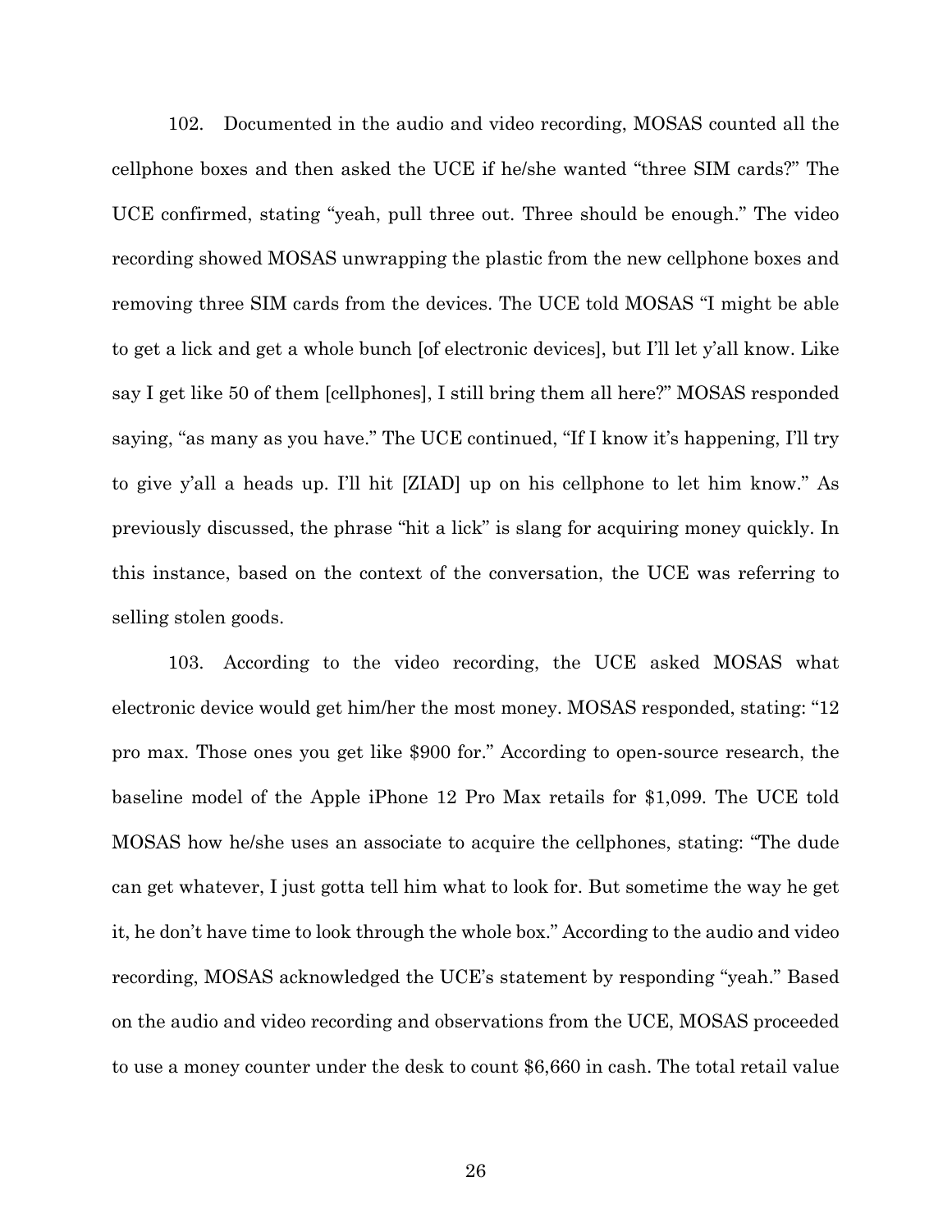102. Documented in the audio and video recording, MOSAS counted all the cellphone boxes and then asked the UCE if he/she wanted "three SIM cards?" The UCE confirmed, stating "yeah, pull three out. Three should be enough." The video recording showed MOSAS unwrapping the plastic from the new cellphone boxes and removing three SIM cards from the devices. The UCE told MOSAS "I might be able to get a lick and get a whole bunch [of electronic devices], but I'll let y'all know. Like say I get like 50 of them [cellphones], I still bring them all here?" MOSAS responded saying, "as many as you have." The UCE continued, "If I know it's happening, I'll try to give y'all a heads up. I'll hit [ZIAD] up on his cellphone to let him know." As previously discussed, the phrase "hit a lick" is slang for acquiring money quickly. In this instance, based on the context of the conversation, the UCE was referring to selling stolen goods.

103. According to the video recording, the UCE asked MOSAS what electronic device would get him/her the most money. MOSAS responded, stating: "12 pro max. Those ones you get like $900 for." According to open-source research, the baseline model of the Apple iPhone 12 Pro Max retails for $1,099. The UCE told MOSAS how he/she uses an associate to acquire the cellphones, stating: "The dude can get whatever, I just gotta tell him what to look for. But sometime the way he get it, he don't have time to look through the whole box." According to the audio and video recording, MOSAS acknowledged the UCE's statement by responding "yeah." Based on the audio and video recording and observations from the UCE, MOSAS proceeded to use a money counter under the desk to count $6,660 in cash. The total retail value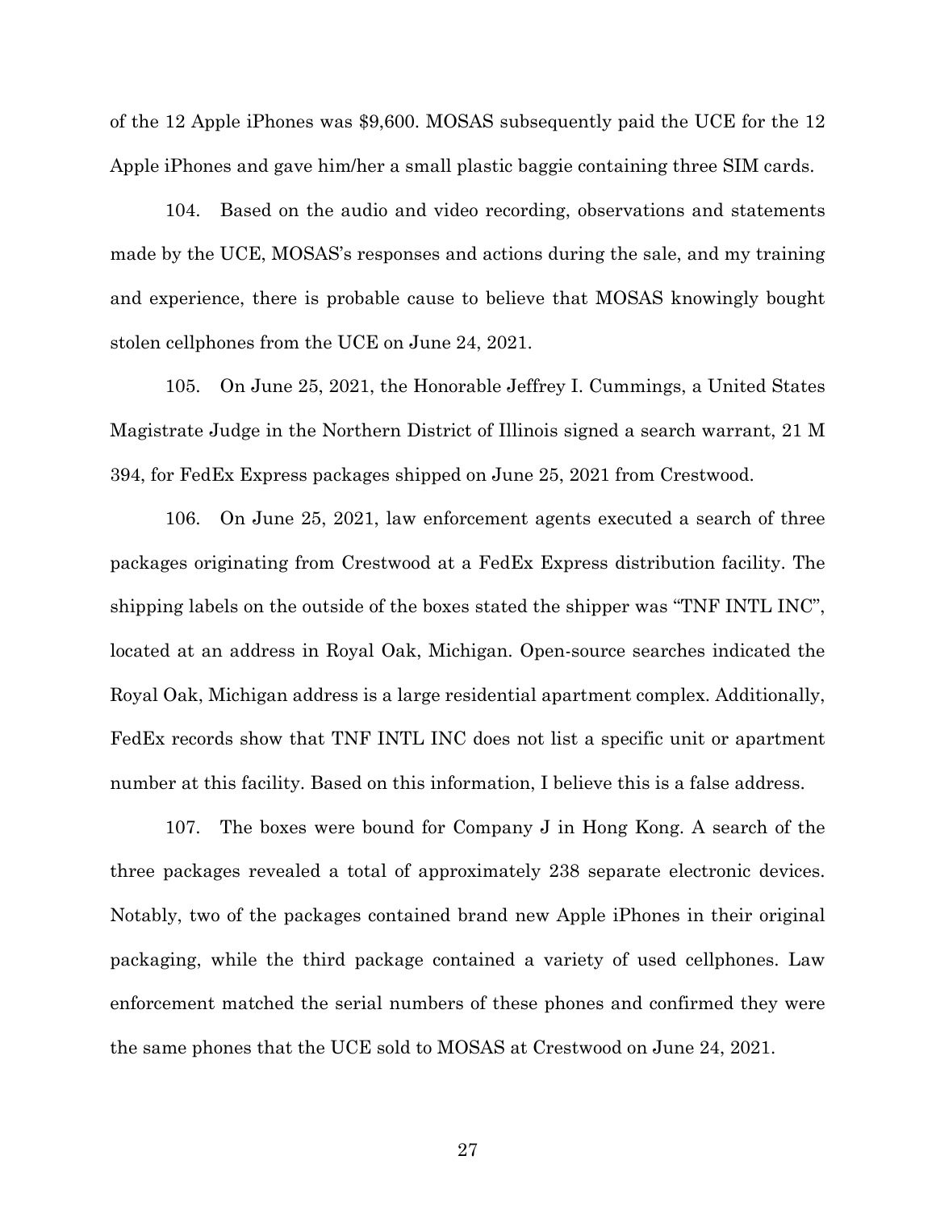of the 12 Apple iPhones was $9,600. MOSAS subsequently paid the UCE for the 12 Apple iPhones and gave him/her a small plastic baggie containing three SIM cards.

104. Based on the audio and video recording, observations and statements made by the UCE, MOSAS's responses and actions during the sale, and my training and experience, there is probable cause to believe that MOSAS knowingly bought stolen cellphones from the UCE on June 24, 2021.

105. On June 25, 2021, the Honorable Jeffrey I. Cummings, a United States Magistrate Judge in the Northern District of Illinois signed a search warrant, 21 M 394, for FedEx Express packages shipped on June 25, 2021 from Crestwood.

106. On June 25, 2021, law enforcement agents executed a search of three packages originating from Crestwood at a FedEx Express distribution facility. The shipping labels on the outside of the boxes stated the shipper was "TNF INTL INC", located at an address in Royal Oak, Michigan. Open-source searches indicated the Royal Oak, Michigan address is a large residential apartment complex. Additionally, FedEx records show that TNF INTL INC does not list a specific unit or apartment number at this facility. Based on this information, I believe this is a false address.

107. The boxes were bound for Company J in Hong Kong. A search of the three packages revealed a total of approximately 238 separate electronic devices. Notably, two of the packages contained brand new Apple iPhones in their original packaging, while the third package contained a variety of used cellphones. Law enforcement matched the serial numbers of these phones and confirmed they were the same phones that the UCE sold to MOSAS at Crestwood on June 24, 2021.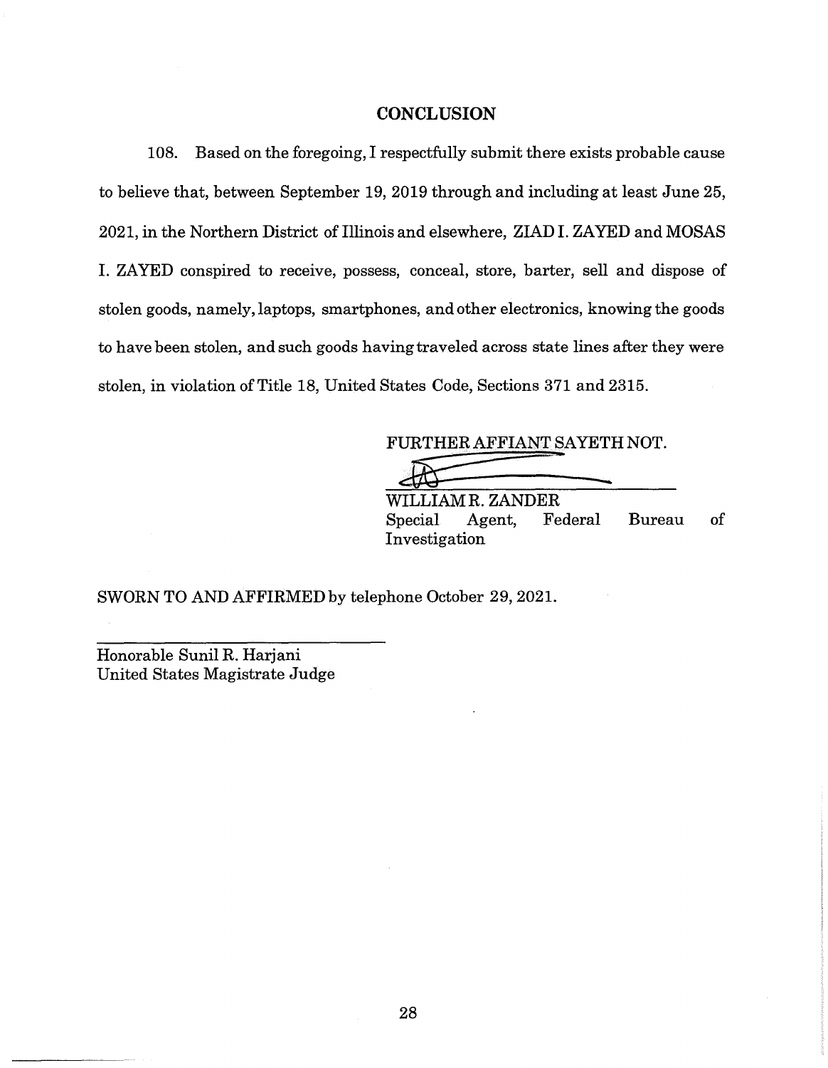## CONCLUSION

108. Based on the foregoing, I respectfully submit there exists probable cause to believe that, between September 19, 2019 through and including at least June 25, 2021, in the Northern District of Illinois and elsewhere, ZIAD I. ZAYED and MOSAS I. ZAYED conspired to receive, possess, conceal, store, barter, sell and dispose of stolen goods, namely, laptops, smartphones, and other electronics, knowing the goods to have been stolen, and such goods having traveled across state lines after they were stolen, in violation of Title 18, United States Code, Sections 371 and 2315.

FURTHER AFFIANT SAYETH NOT.

WILLIAM R. ZANDER
Special Agent, Federal Bureau of Investigation

SWORN TO AND AFFIRMED by telephone October 29, 2021.

Honorable Sunil R. Harjani
United States Magistrate Judge